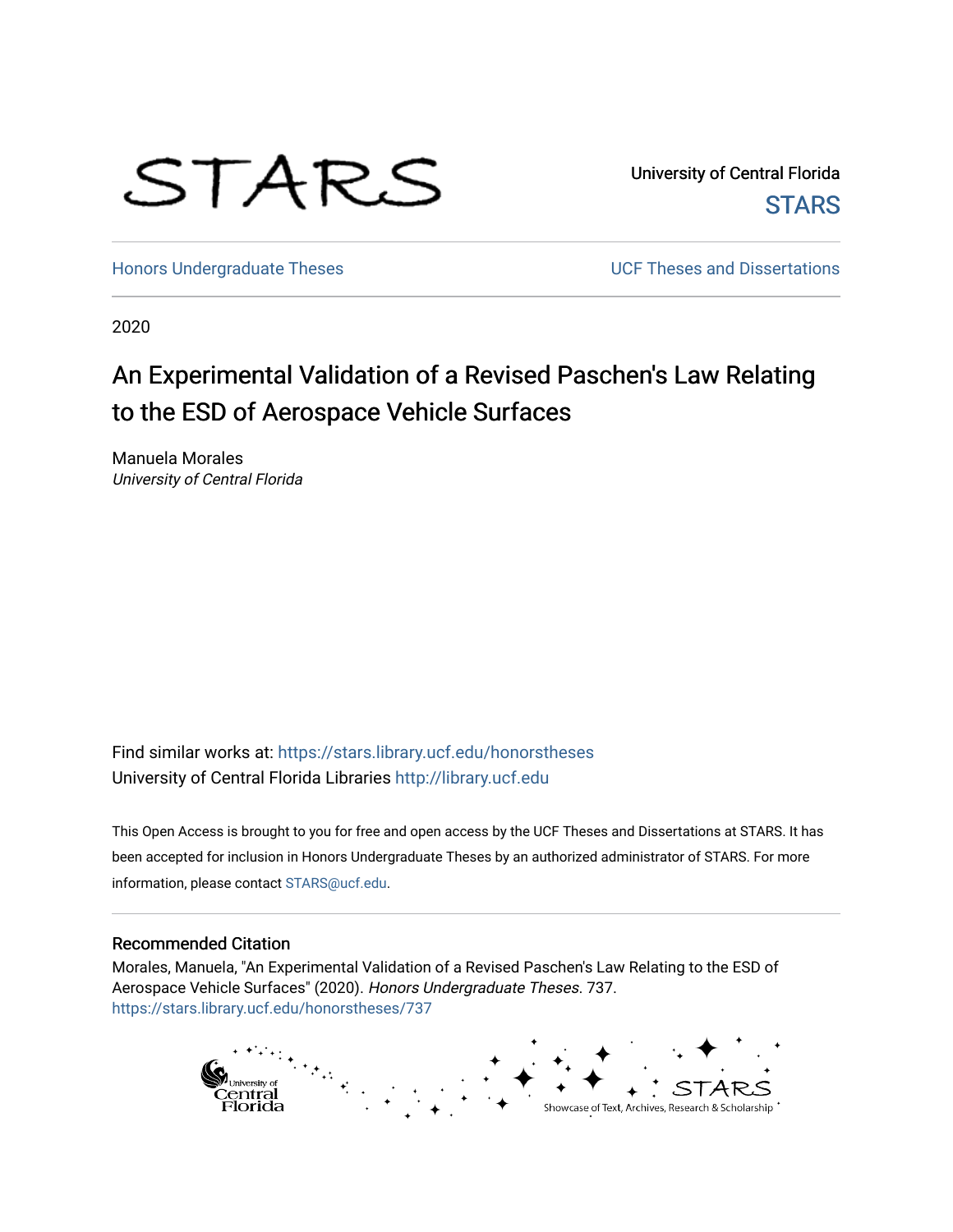STARS

University of Central Florida
STARS

Honors Undergraduate Theses

UCF Theses and Dissertations

2020

# An Experimental Validation of a Revised Paschen's Law Relating to the ESD of Aerospace Vehicle Surfaces

Manuela Morales
*University of Central Florida*

Find similar works at: https://stars.library.ucf.edu/honorstheses
University of Central Florida Libraries http://library.ucf.edu

This Open Access is brought to you for free and open access by the UCF Theses and Dissertations at STARS. It has been accepted for inclusion in Honors Undergraduate Theses by an authorized administrator of STARS. For more information, please contact STARS@ucf.edu.

## Recommended Citation

Morales, Manuela, "An Experimental Validation of a Revised Paschen's Law Relating to the ESD of Aerospace Vehicle Surfaces" (2020). *Honors Undergraduate Theses*. 737.
https://stars.library.ucf.edu/honorstheses/737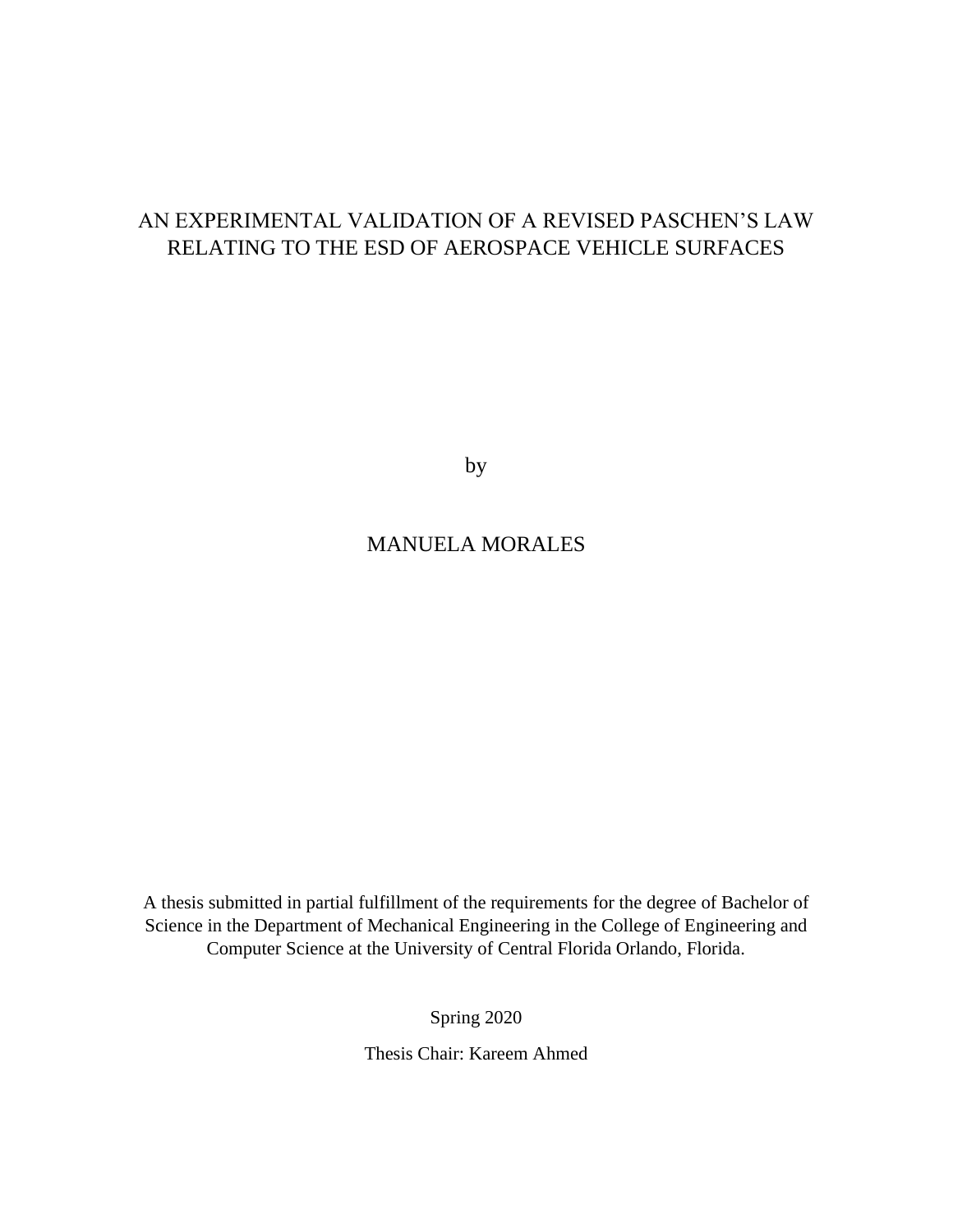# AN EXPERIMENTAL VALIDATION OF A REVISED PASCHEN'S LAW RELATING TO THE ESD OF AEROSPACE VEHICLE SURFACES

by

MANUELA MORALES

A thesis submitted in partial fulfillment of the requirements for the degree of Bachelor of Science in the Department of Mechanical Engineering in the College of Engineering and Computer Science at the University of Central Florida Orlando, Florida.

Spring 2020

Thesis Chair: Kareem Ahmed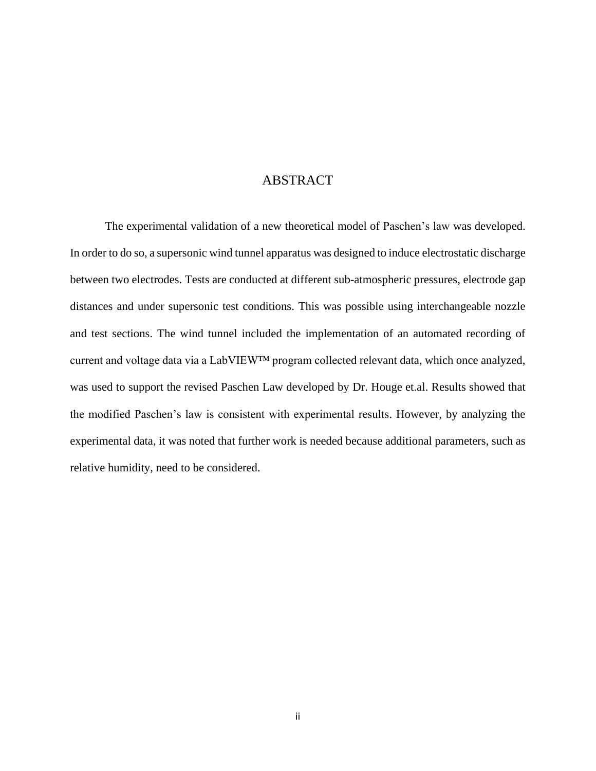# ABSTRACT

The experimental validation of a new theoretical model of Paschen's law was developed. In order to do so, a supersonic wind tunnel apparatus was designed to induce electrostatic discharge between two electrodes. Tests are conducted at different sub-atmospheric pressures, electrode gap distances and under supersonic test conditions. This was possible using interchangeable nozzle and test sections. The wind tunnel included the implementation of an automated recording of current and voltage data via a LabVIEW™ program collected relevant data, which once analyzed, was used to support the revised Paschen Law developed by Dr. Houge et.al. Results showed that the modified Paschen's law is consistent with experimental results. However, by analyzing the experimental data, it was noted that further work is needed because additional parameters, such as relative humidity, need to be considered.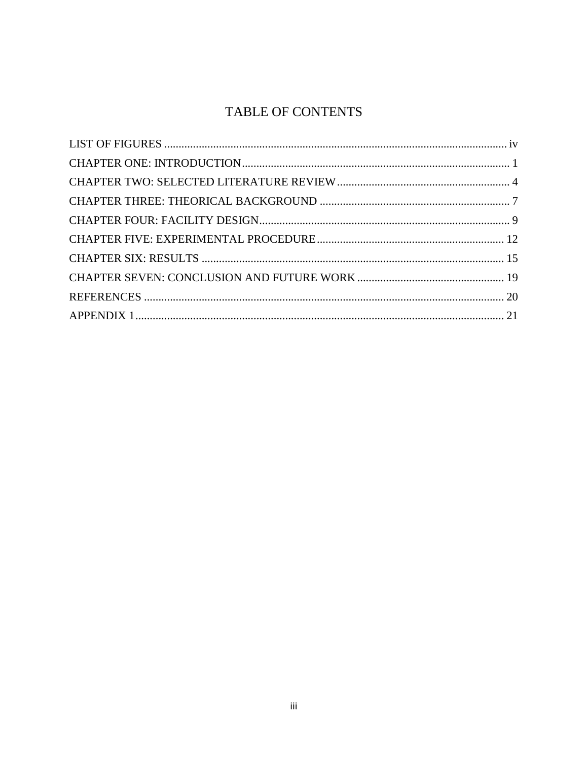# TABLE OF CONTENTS

LIST OF FIGURES ........................................................................................................................ iv

CHAPTER ONE: INTRODUCTION.............................................................................................. 1

CHAPTER TWO: SELECTED LITERATURE REVIEW............................................................ 4

CHAPTER THREE: THEORICAL BACKGROUND .................................................................. 7

CHAPTER FOUR: FACILITY DESIGN....................................................................................... 9

CHAPTER FIVE: EXPERIMENTAL PROCEDURE.................................................................. 12

CHAPTER SIX: RESULTS .......................................................................................................... 15

CHAPTER SEVEN: CONCLUSION AND FUTURE WORK.................................................... 19

REFERENCES ............................................................................................................................. 20

APPENDIX 1................................................................................................................................. 21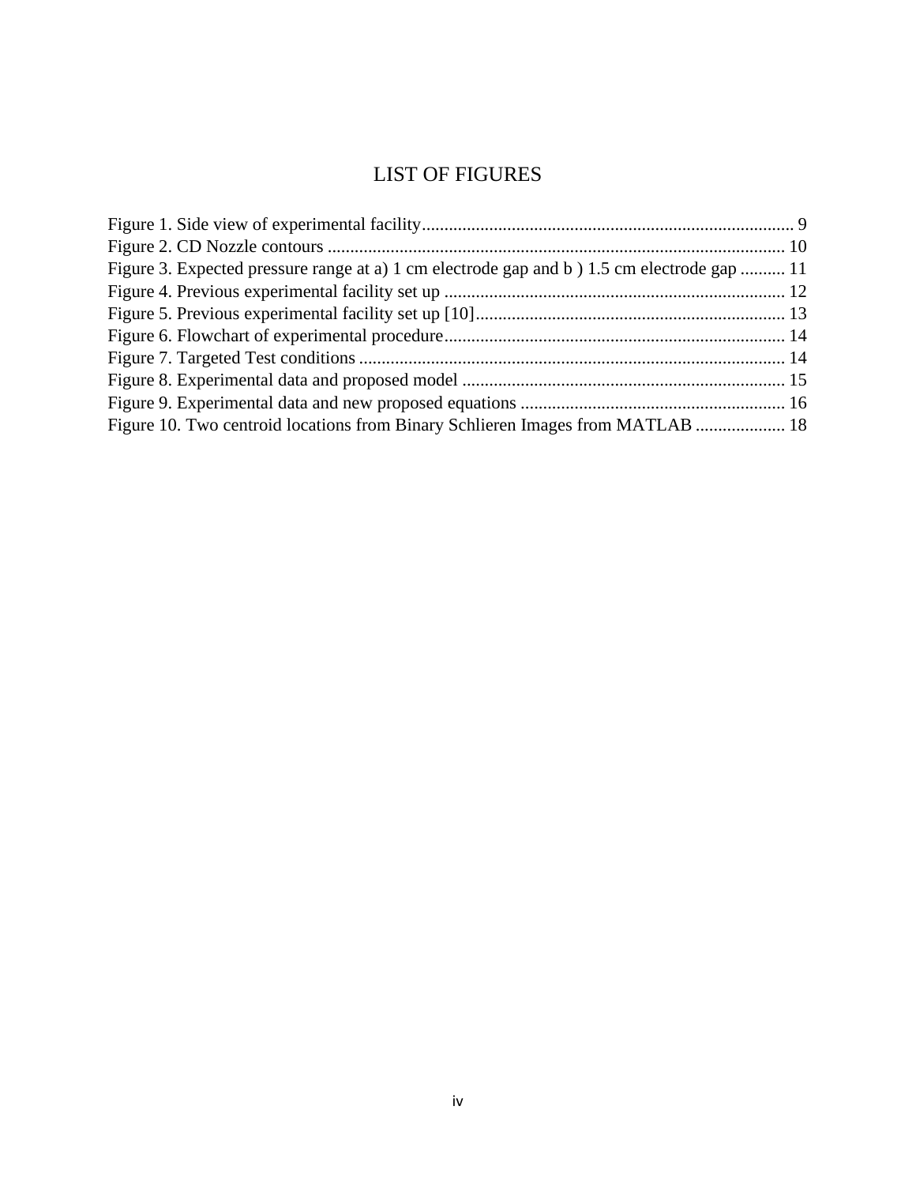# LIST OF FIGURES

Figure 1. Side view of experimental facility ........................................................................ 9
Figure 2. CD Nozzle contours ........................................................................................ 10
Figure 3. Expected pressure range at a) 1 cm electrode gap and b ) 1.5 cm electrode gap .......... 11
Figure 4. Previous experimental facility set up ........................................................................ 12
Figure 5. Previous experimental facility set up [10]................................................................. 13
Figure 6. Flowchart of experimental procedure........................................................................ 14
Figure 7. Targeted Test conditions ........................................................................................ 14
Figure 8. Experimental data and proposed model .................................................................... 15
Figure 9. Experimental data and new proposed equations ........................................................ 16
Figure 10. Two centroid locations from Binary Schlieren Images from MATLAB .................... 18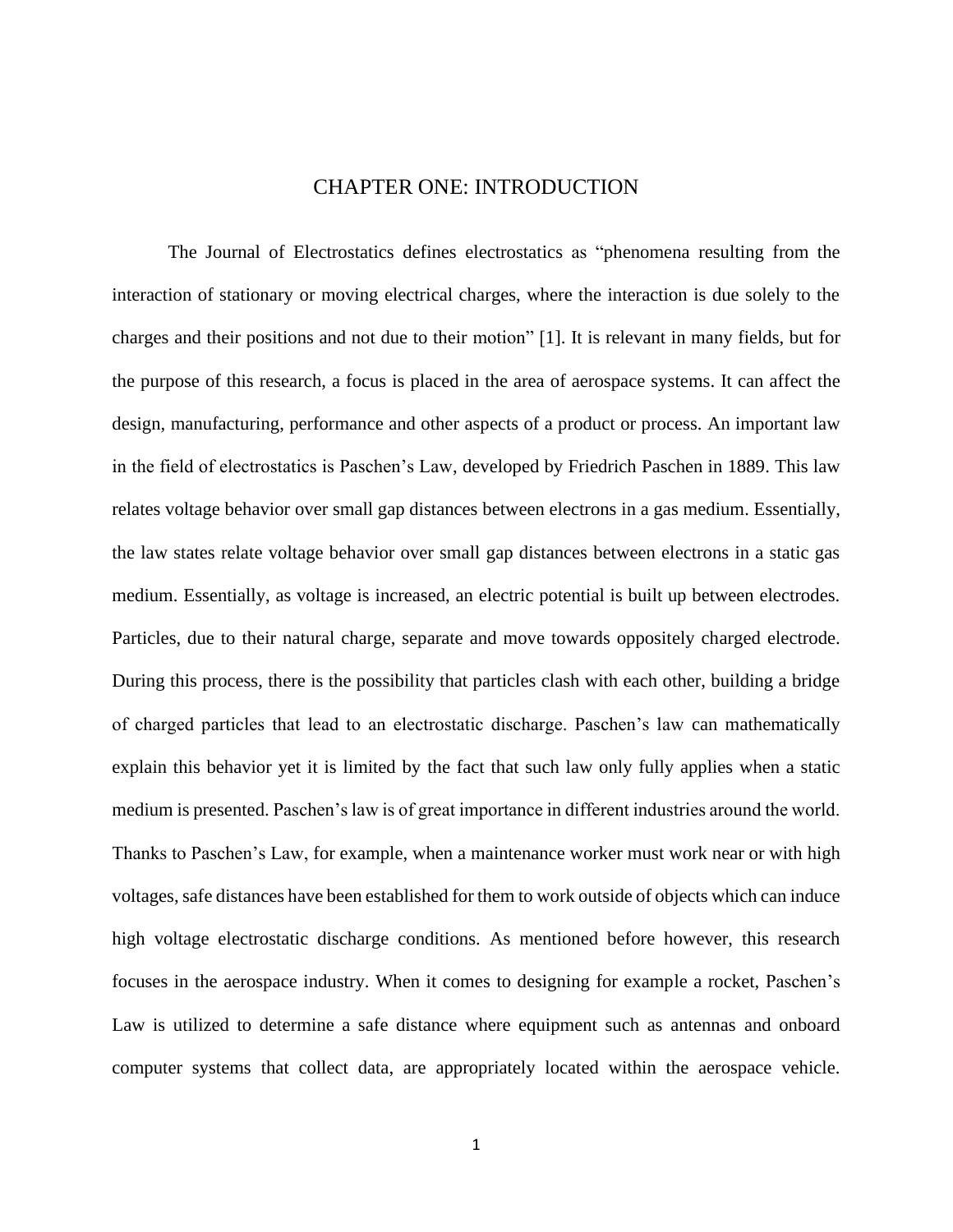# CHAPTER ONE: INTRODUCTION

The Journal of Electrostatics defines electrostatics as “phenomena resulting from the interaction of stationary or moving electrical charges, where the interaction is due solely to the charges and their positions and not due to their motion” [1]. It is relevant in many fields, but for the purpose of this research, a focus is placed in the area of aerospace systems. It can affect the design, manufacturing, performance and other aspects of a product or process. An important law in the field of electrostatics is Paschen’s Law, developed by Friedrich Paschen in 1889. This law relates voltage behavior over small gap distances between electrons in a gas medium. Essentially, the law states relate voltage behavior over small gap distances between electrons in a static gas medium. Essentially, as voltage is increased, an electric potential is built up between electrodes. Particles, due to their natural charge, separate and move towards oppositely charged electrode. During this process, there is the possibility that particles clash with each other, building a bridge of charged particles that lead to an electrostatic discharge. Paschen’s law can mathematically explain this behavior yet it is limited by the fact that such law only fully applies when a static medium is presented. Paschen’s law is of great importance in different industries around the world. Thanks to Paschen’s Law, for example, when a maintenance worker must work near or with high voltages, safe distances have been established for them to work outside of objects which can induce high voltage electrostatic discharge conditions. As mentioned before however, this research focuses in the aerospace industry. When it comes to designing for example a rocket, Paschen’s Law is utilized to determine a safe distance where equipment such as antennas and onboard computer systems that collect data, are appropriately located within the aerospace vehicle.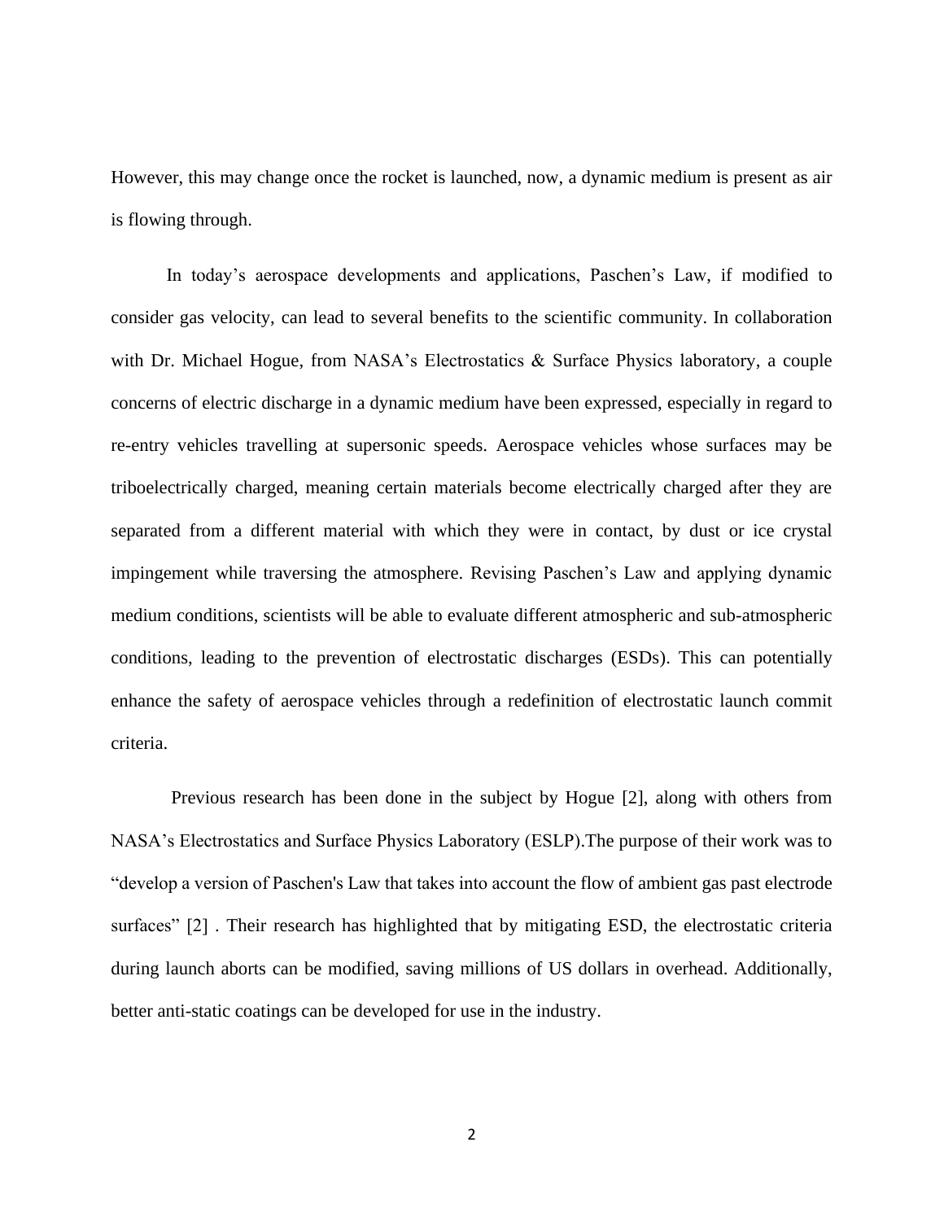However, this may change once the rocket is launched, now, a dynamic medium is present as air is flowing through.

In today's aerospace developments and applications, Paschen's Law, if modified to consider gas velocity, can lead to several benefits to the scientific community. In collaboration with Dr. Michael Hogue, from NASA's Electrostatics & Surface Physics laboratory, a couple concerns of electric discharge in a dynamic medium have been expressed, especially in regard to re-entry vehicles travelling at supersonic speeds. Aerospace vehicles whose surfaces may be triboelectrically charged, meaning certain materials become electrically charged after they are separated from a different material with which they were in contact, by dust or ice crystal impingement while traversing the atmosphere. Revising Paschen's Law and applying dynamic medium conditions, scientists will be able to evaluate different atmospheric and sub-atmospheric conditions, leading to the prevention of electrostatic discharges (ESDs). This can potentially enhance the safety of aerospace vehicles through a redefinition of electrostatic launch commit criteria.

Previous research has been done in the subject by Hogue [2], along with others from NASA's Electrostatics and Surface Physics Laboratory (ESLP).The purpose of their work was to "develop a version of Paschen's Law that takes into account the flow of ambient gas past electrode surfaces" [2] . Their research has highlighted that by mitigating ESD, the electrostatic criteria during launch aborts can be modified, saving millions of US dollars in overhead. Additionally, better anti-static coatings can be developed for use in the industry.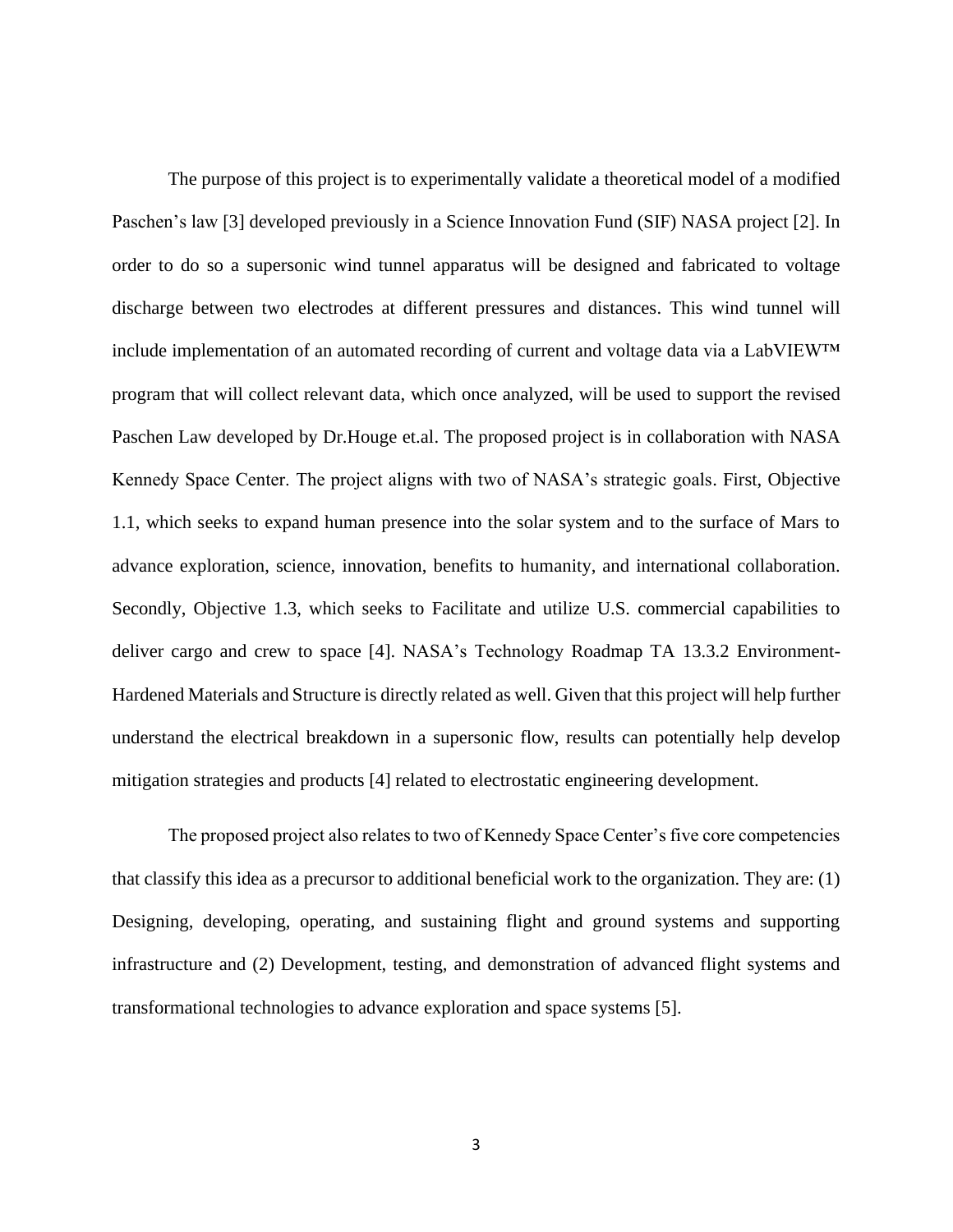The purpose of this project is to experimentally validate a theoretical model of a modified Paschen's law [3] developed previously in a Science Innovation Fund (SIF) NASA project [2]. In order to do so a supersonic wind tunnel apparatus will be designed and fabricated to voltage discharge between two electrodes at different pressures and distances. This wind tunnel will include implementation of an automated recording of current and voltage data via a LabVIEW™ program that will collect relevant data, which once analyzed, will be used to support the revised Paschen Law developed by Dr.Houge et.al. The proposed project is in collaboration with NASA Kennedy Space Center. The project aligns with two of NASA's strategic goals. First, Objective 1.1, which seeks to expand human presence into the solar system and to the surface of Mars to advance exploration, science, innovation, benefits to humanity, and international collaboration. Secondly, Objective 1.3, which seeks to Facilitate and utilize U.S. commercial capabilities to deliver cargo and crew to space [4]. NASA's Technology Roadmap TA 13.3.2 Environment-Hardened Materials and Structure is directly related as well. Given that this project will help further understand the electrical breakdown in a supersonic flow, results can potentially help develop mitigation strategies and products [4] related to electrostatic engineering development.

The proposed project also relates to two of Kennedy Space Center's five core competencies that classify this idea as a precursor to additional beneficial work to the organization. They are: (1) Designing, developing, operating, and sustaining flight and ground systems and supporting infrastructure and (2) Development, testing, and demonstration of advanced flight systems and transformational technologies to advance exploration and space systems [5].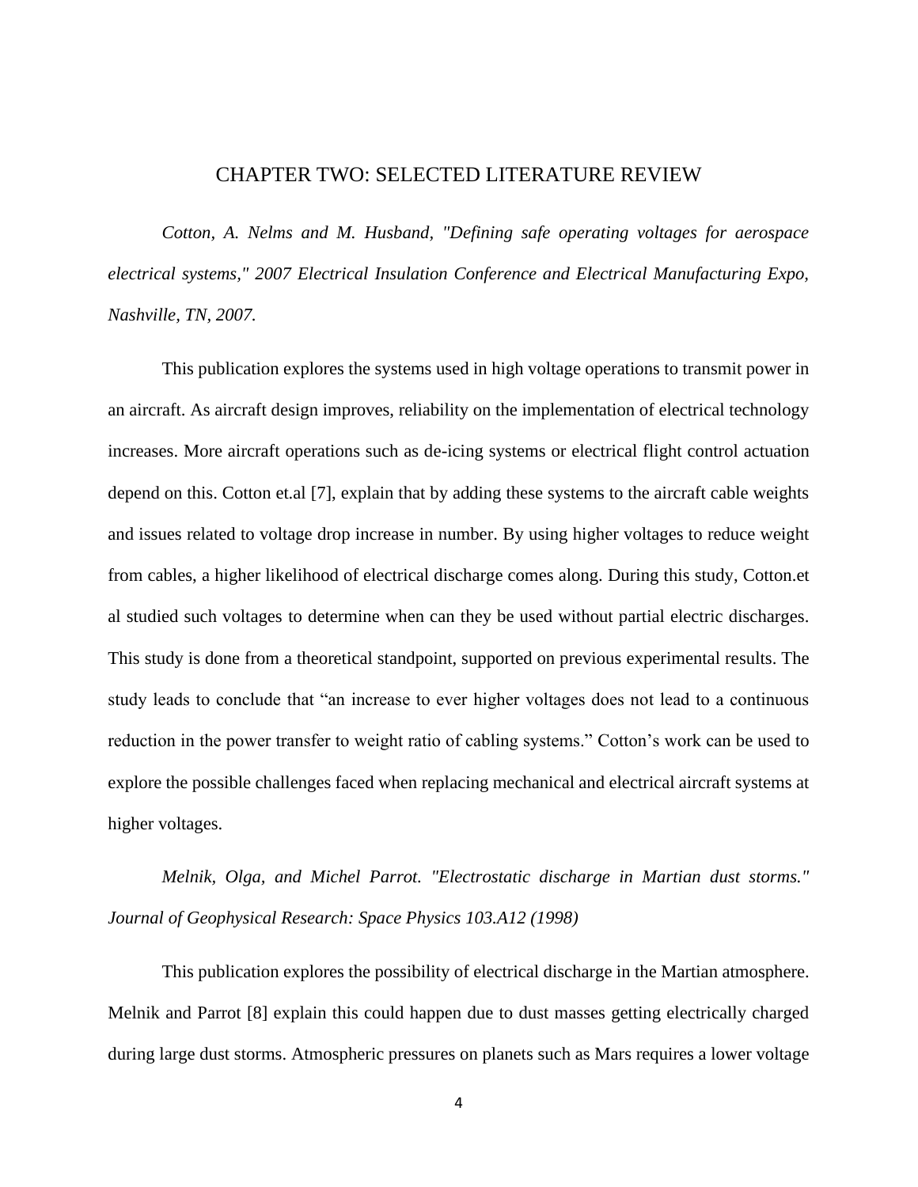# CHAPTER TWO: SELECTED LITERATURE REVIEW

*Cotton, A. Nelms and M. Husband, "Defining safe operating voltages for aerospace electrical systems," 2007 Electrical Insulation Conference and Electrical Manufacturing Expo, Nashville, TN, 2007.*

This publication explores the systems used in high voltage operations to transmit power in an aircraft. As aircraft design improves, reliability on the implementation of electrical technology increases. More aircraft operations such as de-icing systems or electrical flight control actuation depend on this. Cotton et.al [7], explain that by adding these systems to the aircraft cable weights and issues related to voltage drop increase in number. By using higher voltages to reduce weight from cables, a higher likelihood of electrical discharge comes along. During this study, Cotton.et al studied such voltages to determine when can they be used without partial electric discharges. This study is done from a theoretical standpoint, supported on previous experimental results. The study leads to conclude that "an increase to ever higher voltages does not lead to a continuous reduction in the power transfer to weight ratio of cabling systems." Cotton's work can be used to explore the possible challenges faced when replacing mechanical and electrical aircraft systems at higher voltages.

*Melnik, Olga, and Michel Parrot. "Electrostatic discharge in Martian dust storms." Journal of Geophysical Research: Space Physics 103.A12 (1998)*

This publication explores the possibility of electrical discharge in the Martian atmosphere. Melnik and Parrot [8] explain this could happen due to dust masses getting electrically charged during large dust storms. Atmospheric pressures on planets such as Mars requires a lower voltage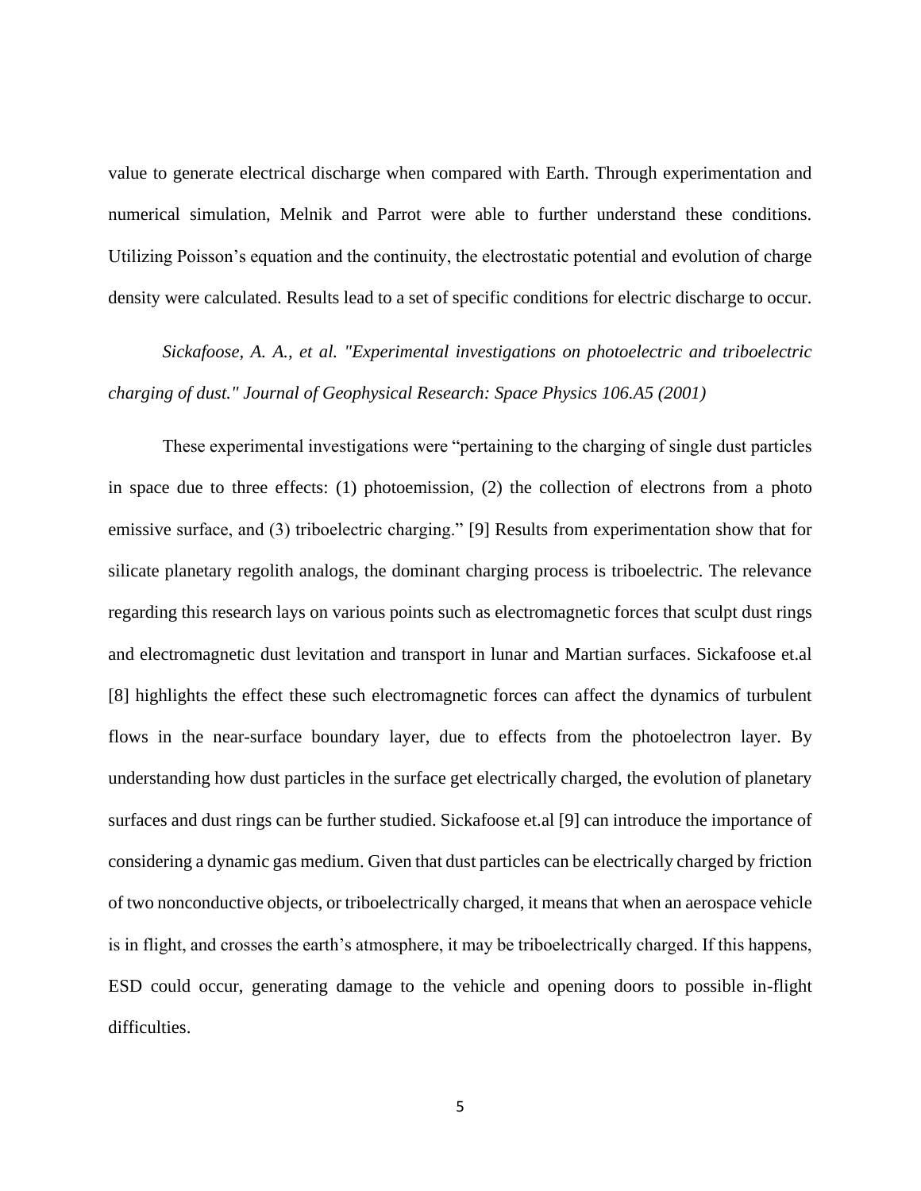value to generate electrical discharge when compared with Earth. Through experimentation and numerical simulation, Melnik and Parrot were able to further understand these conditions. Utilizing Poisson's equation and the continuity, the electrostatic potential and evolution of charge density were calculated. Results lead to a set of specific conditions for electric discharge to occur.

*Sickafoose, A. A., et al. "Experimental investigations on photoelectric and triboelectric charging of dust." Journal of Geophysical Research: Space Physics 106.A5 (2001)*

These experimental investigations were "pertaining to the charging of single dust particles in space due to three effects: (1) photoemission, (2) the collection of electrons from a photo emissive surface, and (3) triboelectric charging." [9] Results from experimentation show that for silicate planetary regolith analogs, the dominant charging process is triboelectric. The relevance regarding this research lays on various points such as electromagnetic forces that sculpt dust rings and electromagnetic dust levitation and transport in lunar and Martian surfaces. Sickafoose et.al [8] highlights the effect these such electromagnetic forces can affect the dynamics of turbulent flows in the near-surface boundary layer, due to effects from the photoelectron layer. By understanding how dust particles in the surface get electrically charged, the evolution of planetary surfaces and dust rings can be further studied. Sickafoose et.al [9] can introduce the importance of considering a dynamic gas medium. Given that dust particles can be electrically charged by friction of two nonconductive objects, or triboelectrically charged, it means that when an aerospace vehicle is in flight, and crosses the earth's atmosphere, it may be triboelectrically charged. If this happens, ESD could occur, generating damage to the vehicle and opening doors to possible in-flight difficulties.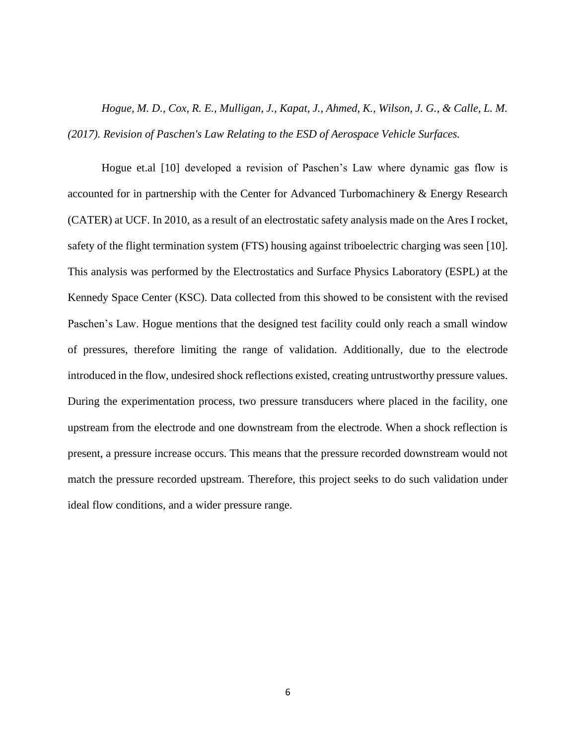*Hogue, M. D., Cox, R. E., Mulligan, J., Kapat, J., Ahmed, K., Wilson, J. G., & Calle, L. M. (2017). Revision of Paschen's Law Relating to the ESD of Aerospace Vehicle Surfaces.*

Hogue et.al [10] developed a revision of Paschen's Law where dynamic gas flow is accounted for in partnership with the Center for Advanced Turbomachinery & Energy Research (CATER) at UCF. In 2010, as a result of an electrostatic safety analysis made on the Ares I rocket, safety of the flight termination system (FTS) housing against triboelectric charging was seen [10]. This analysis was performed by the Electrostatics and Surface Physics Laboratory (ESPL) at the Kennedy Space Center (KSC). Data collected from this showed to be consistent with the revised Paschen's Law. Hogue mentions that the designed test facility could only reach a small window of pressures, therefore limiting the range of validation. Additionally, due to the electrode introduced in the flow, undesired shock reflections existed, creating untrustworthy pressure values. During the experimentation process, two pressure transducers where placed in the facility, one upstream from the electrode and one downstream from the electrode. When a shock reflection is present, a pressure increase occurs. This means that the pressure recorded downstream would not match the pressure recorded upstream. Therefore, this project seeks to do such validation under ideal flow conditions, and a wider pressure range.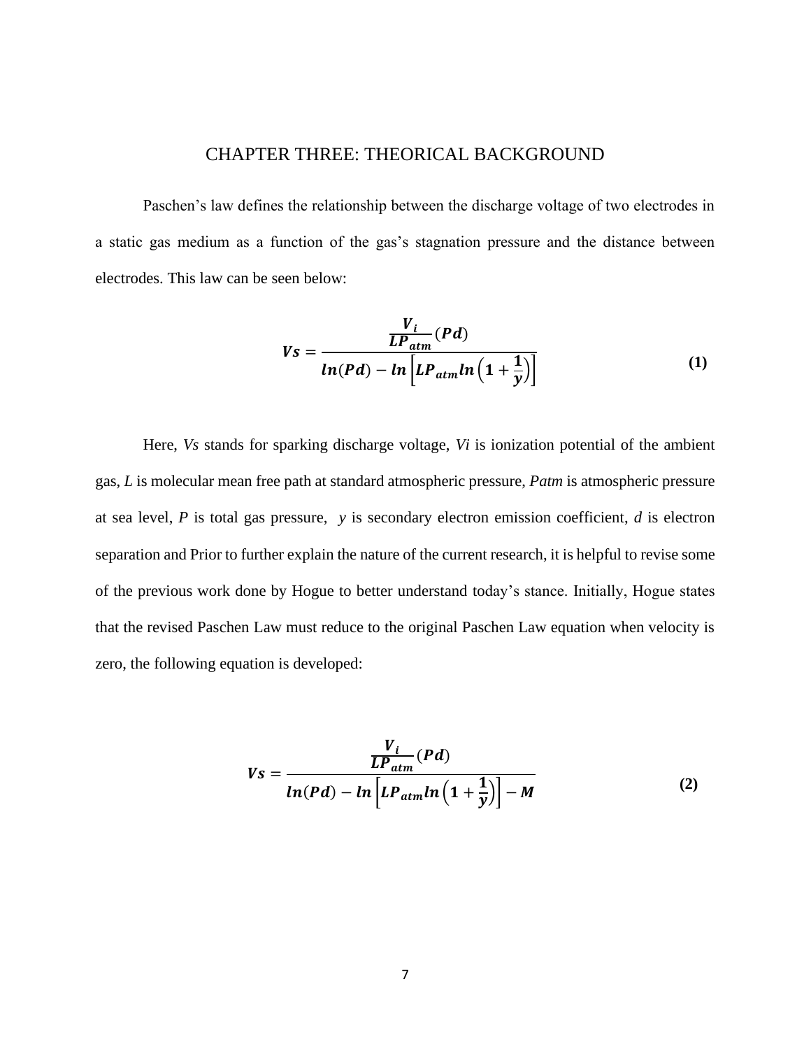# CHAPTER THREE: THEORICAL BACKGROUND

Paschen's law defines the relationship between the discharge voltage of two electrodes in a static gas medium as a function of the gas's stagnation pressure and the distance between electrodes. This law can be seen below:

$$\boldsymbol{Vs = \frac{\frac{V_i}{LP_{atm}}(Pd)}{ln(Pd) - ln\left[LP_{atm}ln\left(1 + \frac{1}{y}\right)\right]}} \tag{1}$$

Here, *Vs* stands for sparking discharge voltage, *Vi* is ionization potential of the ambient gas, *L* is molecular mean free path at standard atmospheric pressure, *Patm* is atmospheric pressure at sea level, *P* is total gas pressure, *y* is secondary electron emission coefficient, *d* is electron separation and Prior to further explain the nature of the current research, it is helpful to revise some of the previous work done by Hogue to better understand today's stance. Initially, Hogue states that the revised Paschen Law must reduce to the original Paschen Law equation when velocity is zero, the following equation is developed:

$$\boldsymbol{Vs = \frac{\frac{V_i}{LP_{atm}}(Pd)}{ln(Pd) - ln\left[LP_{atm}ln\left(1 + \frac{1}{y}\right)\right] - M}} \tag{2}$$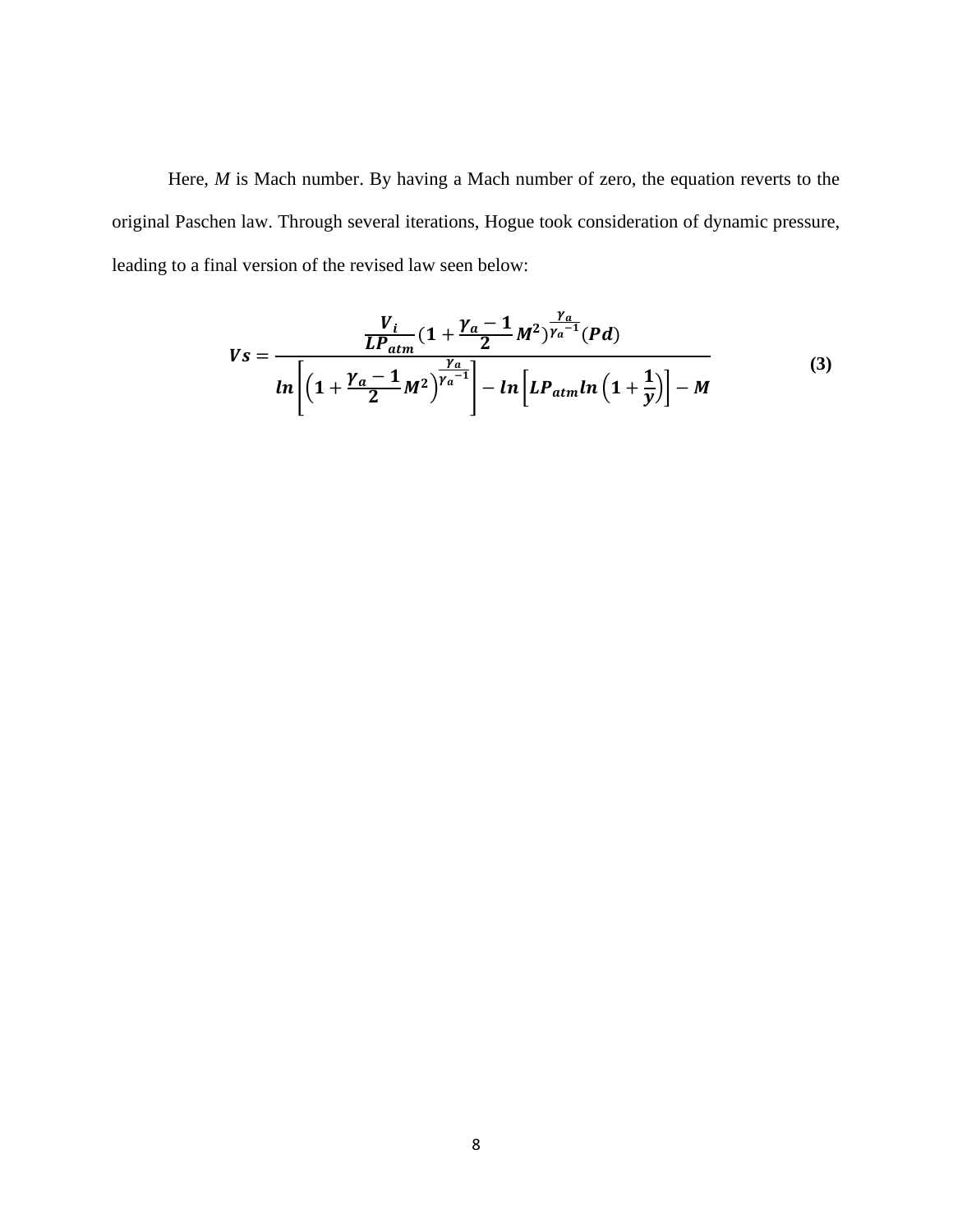Here, $M$ is Mach number. By having a Mach number of zero, the equation reverts to the original Paschen law. Through several iterations, Hogue took consideration of dynamic pressure, leading to a final version of the revised law seen below:

$$Vs = \frac{\frac{V_i}{LP_{atm}}\left(1 + \frac{\gamma_a - 1}{2}M^2\right)^{\frac{\gamma_a}{\gamma_a - 1}}(Pd)}{ln\left[\left(1 + \frac{\gamma_a - 1}{2}M^2\right)^{\frac{\gamma_a}{\gamma_a - 1}}\right] - ln\left[LP_{atm}ln\left(1 + \frac{1}{y}\right)\right] - M} \tag{3}$$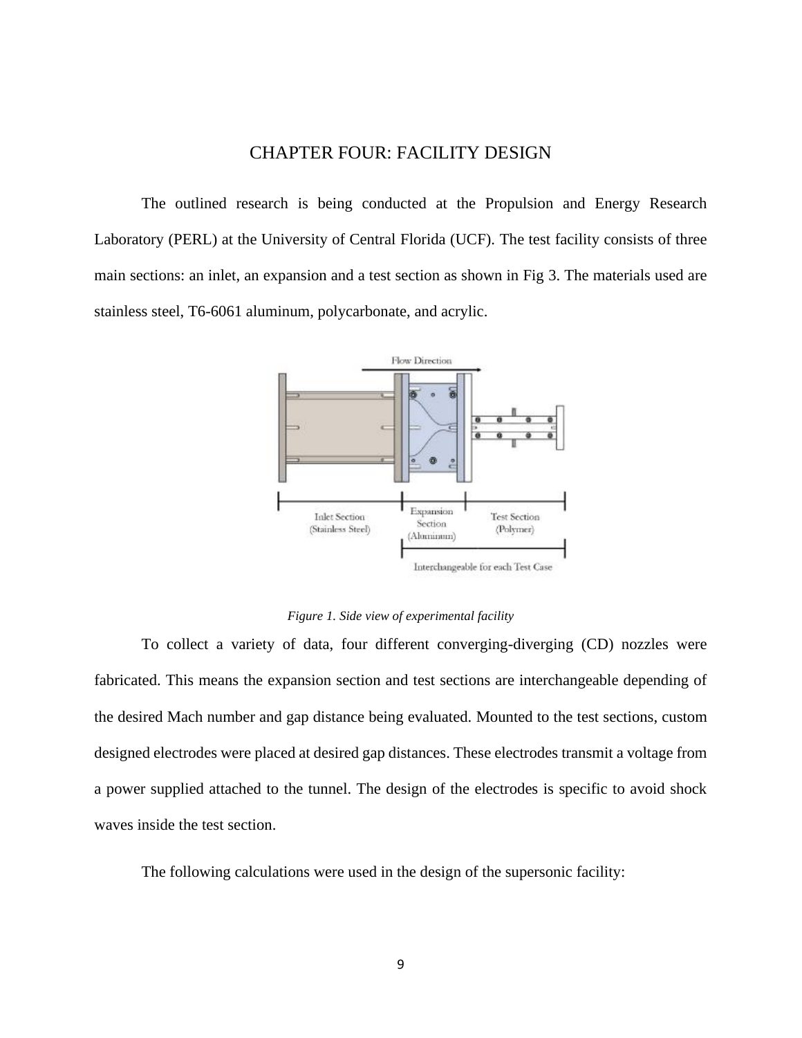# CHAPTER FOUR: FACILITY DESIGN

The outlined research is being conducted at the Propulsion and Energy Research Laboratory (PERL) at the University of Central Florida (UCF). The test facility consists of three main sections: an inlet, an expansion and a test section as shown in Fig 3. The materials used are stainless steel, T6-6061 aluminum, polycarbonate, and acrylic.

Flow Direction

Inlet Section (Stainless Steel)

Expansion Section (Aluminum)

Test Section (Polymer)

Interchangeable for each Test Case

*Figure 1. Side view of experimental facility*

To collect a variety of data, four different converging-diverging (CD) nozzles were fabricated. This means the expansion section and test sections are interchangeable depending of the desired Mach number and gap distance being evaluated. Mounted to the test sections, custom designed electrodes were placed at desired gap distances. These electrodes transmit a voltage from a power supplied attached to the tunnel. The design of the electrodes is specific to avoid shock waves inside the test section.

The following calculations were used in the design of the supersonic facility: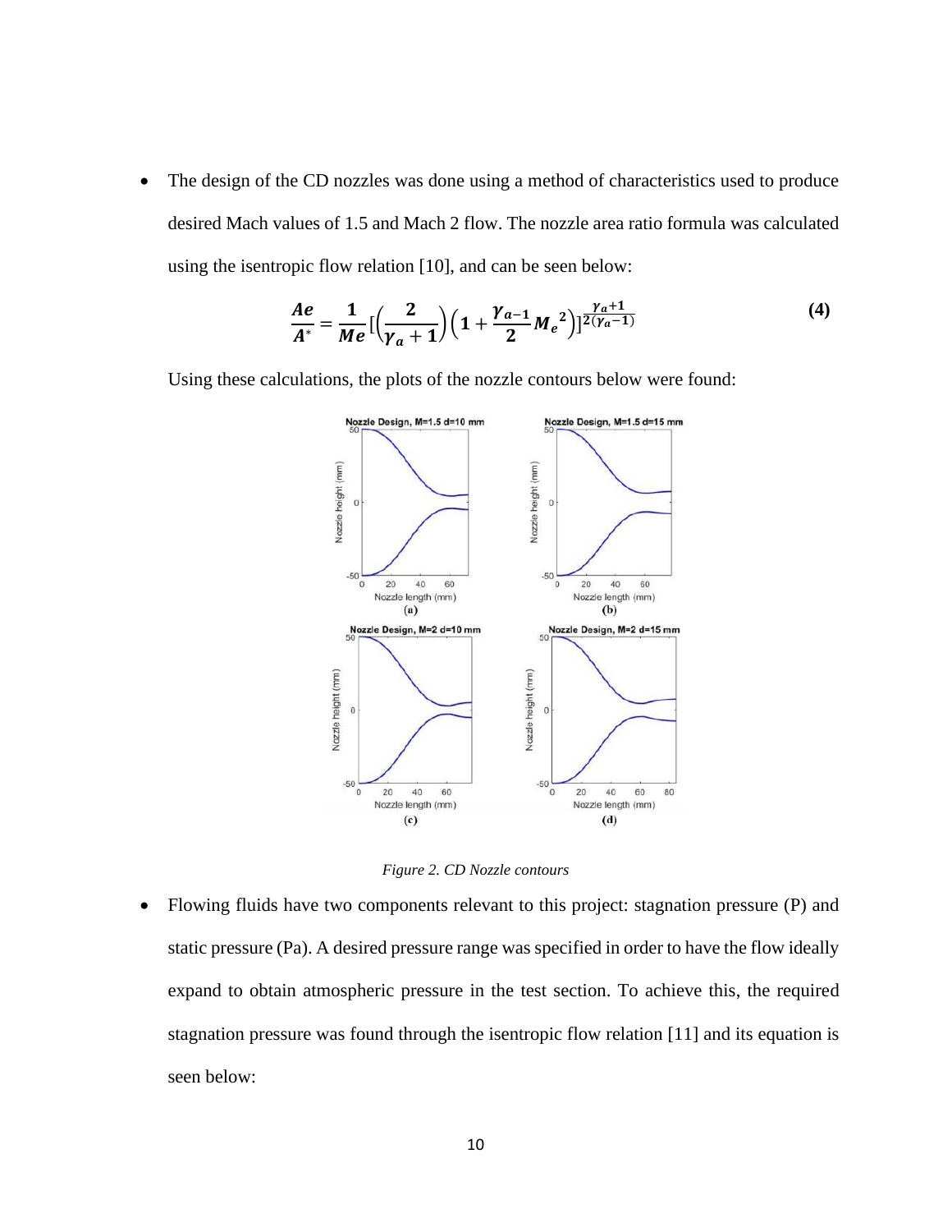- The design of the CD nozzles was done using a method of characteristics used to produce desired Mach values of 1.5 and Mach 2 flow. The nozzle area ratio formula was calculated using the isentropic flow relation [10], and can be seen below:

$$\frac{\boldsymbol{Ae}}{\boldsymbol{A}^*} = \frac{\mathbf{1}}{\boldsymbol{Me}}\left[\left(\frac{\mathbf{2}}{\boldsymbol{\gamma_a}+\mathbf{1}}\right)\left(\mathbf{1}+\frac{\boldsymbol{\gamma_{a-1}}}{\mathbf{2}}\boldsymbol{M_e}^{\mathbf{2}}\right)\right]^{\frac{\boldsymbol{\gamma_a}+\mathbf{1}}{\mathbf{2}(\boldsymbol{\gamma_a}-\mathbf{1})}} \tag{4}$$

Using these calculations, the plots of the nozzle contours below were found:

Nozzle Design, M=1.5 d=10 mm
Nozzle height (mm)
50
0
-50
0 20 40 60
Nozzle length (mm)
(a)

Nozzle Design, M=1.5 d=15 mm
Nozzle height (mm)
50
0
-50
0 20 40 60
Nozzle length (mm)
(b)

Nozzle Design, M=2 d=10 mm
Nozzle height (mm)
50
0
-50
0 20 40 60
Nozzle length (mm)
(c)

Nozzle Design, M=2 d=15 mm
Nozzle height (mm)
50
0
-50
0 20 40 60 80
Nozzle length (mm)
(d)

*Figure 2. CD Nozzle contours*

- Flowing fluids have two components relevant to this project: stagnation pressure (P) and static pressure (Pa). A desired pressure range was specified in order to have the flow ideally expand to obtain atmospheric pressure in the test section. To achieve this, the required stagnation pressure was found through the isentropic flow relation [11] and its equation is seen below: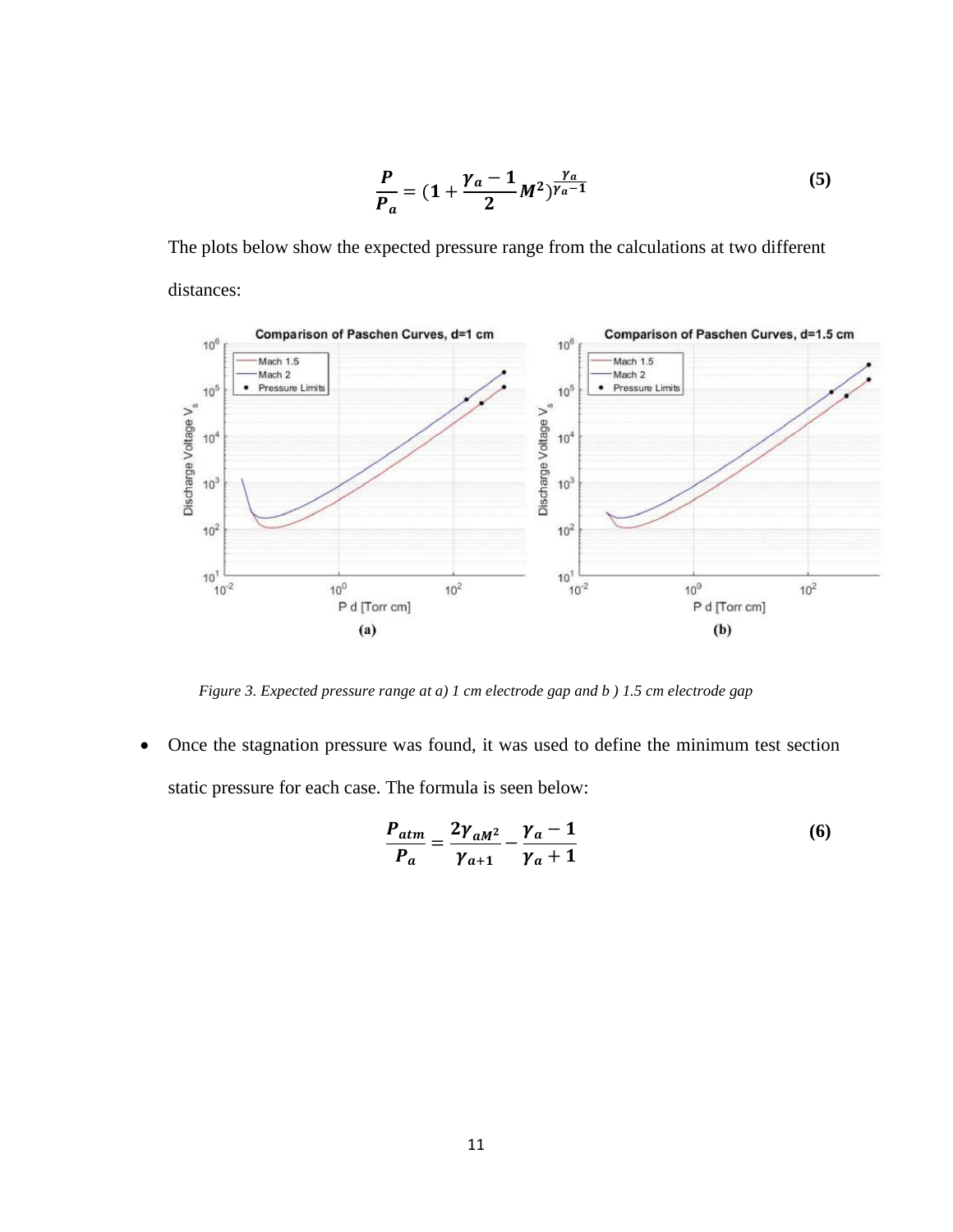$$\frac{P}{P_a} = \left(1 + \frac{\gamma_a - 1}{2} M^2\right)^{\frac{\gamma_a}{\gamma_a - 1}} \tag{5}$$

The plots below show the expected pressure range from the calculations at two different distances:

Figure 3. Expected pressure range at a) 1 cm electrode gap and b ) 1.5 cm electrode gap

- Once the stagnation pressure was found, it was used to define the minimum test section static pressure for each case. The formula is seen below:

$$\frac{P_{atm}}{P_a} = \frac{2\gamma_{aM^2}}{\gamma_{a+1}} - \frac{\gamma_a - 1}{\gamma_a + 1} \tag{6}$$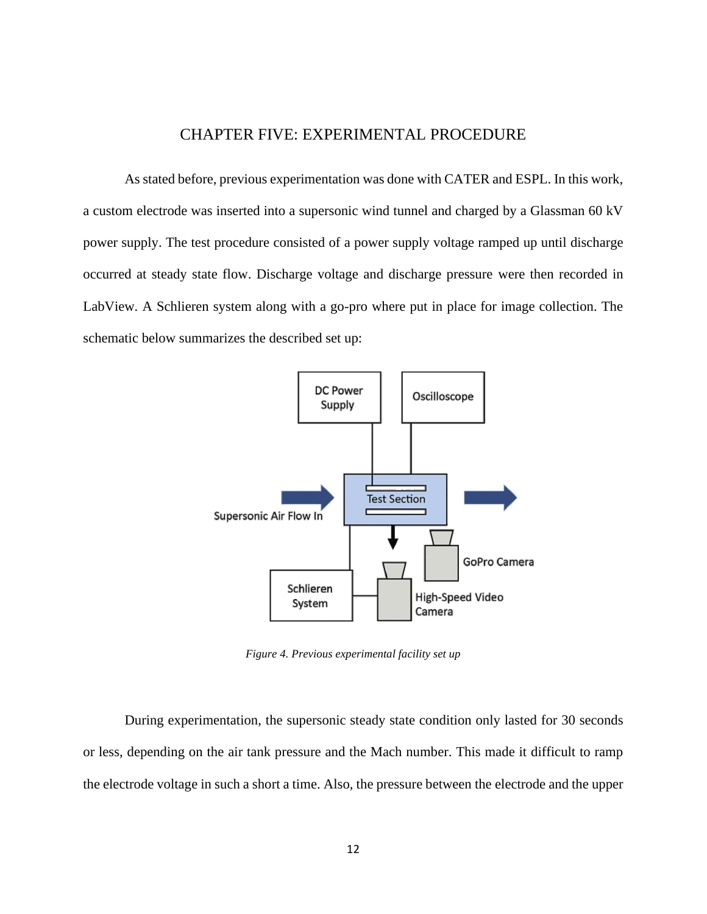# CHAPTER FIVE: EXPERIMENTAL PROCEDURE

As stated before, previous experimentation was done with CATER and ESPL. In this work, a custom electrode was inserted into a supersonic wind tunnel and charged by a Glassman 60 kV power supply. The test procedure consisted of a power supply voltage ramped up until discharge occurred at steady state flow. Discharge voltage and discharge pressure were then recorded in LabView. A Schlieren system along with a go-pro where put in place for image collection. The schematic below summarizes the described set up:

DC Power Supply

Oscilloscope

Test Section

Supersonic Air Flow In

GoPro Camera

Schlieren System

High-Speed Video Camera

*Figure 4. Previous experimental facility set up*

During experimentation, the supersonic steady state condition only lasted for 30 seconds or less, depending on the air tank pressure and the Mach number. This made it difficult to ramp the electrode voltage in such a short a time. Also, the pressure between the electrode and the upper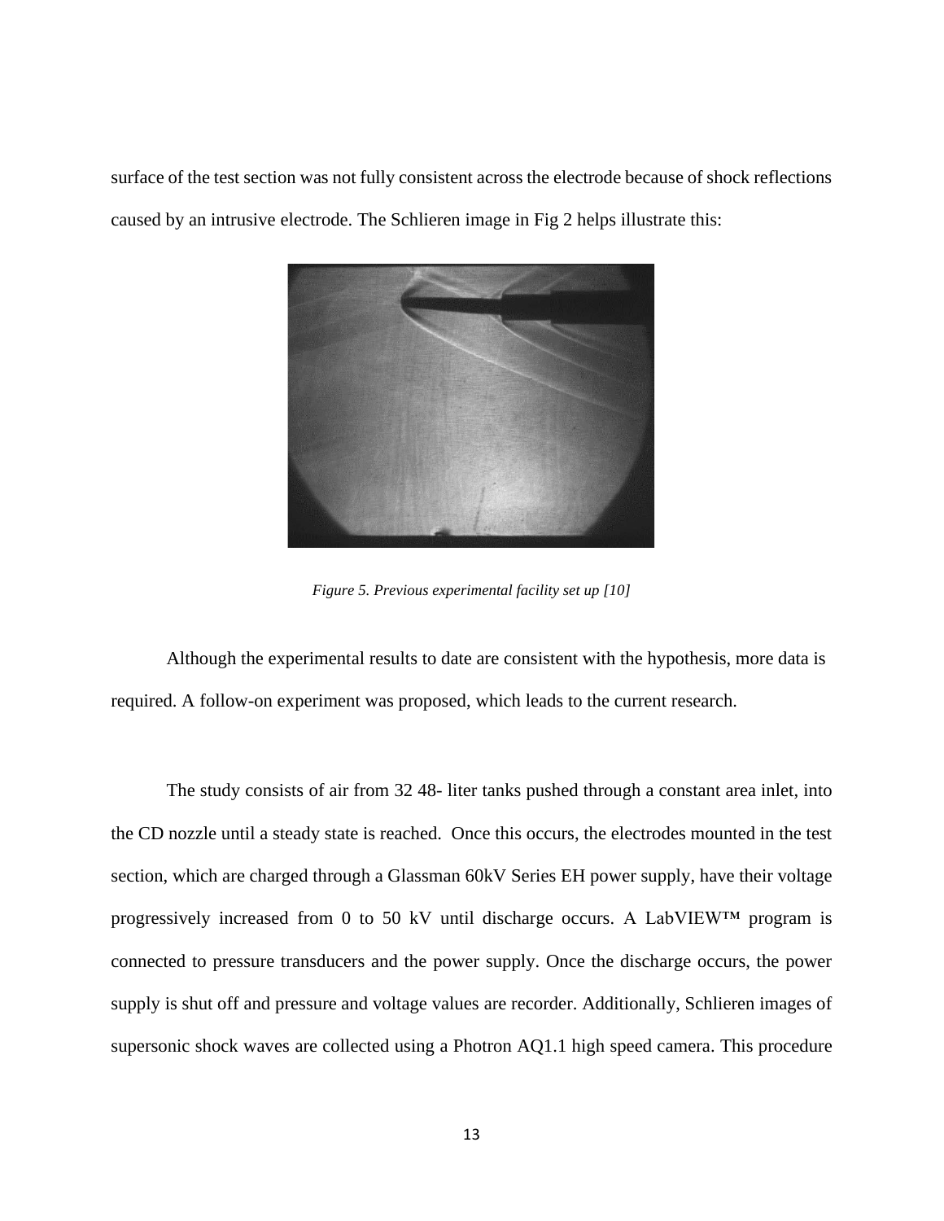surface of the test section was not fully consistent across the electrode because of shock reflections caused by an intrusive electrode. The Schlieren image in Fig 2 helps illustrate this:

*Figure 5. Previous experimental facility set up [10]*

Although the experimental results to date are consistent with the hypothesis, more data is required. A follow-on experiment was proposed, which leads to the current research.

The study consists of air from 32 48- liter tanks pushed through a constant area inlet, into the CD nozzle until a steady state is reached. Once this occurs, the electrodes mounted in the test section, which are charged through a Glassman 60kV Series EH power supply, have their voltage progressively increased from 0 to 50 kV until discharge occurs. A LabVIEW™ program is connected to pressure transducers and the power supply. Once the discharge occurs, the power supply is shut off and pressure and voltage values are recorder. Additionally, Schlieren images of supersonic shock waves are collected using a Photron AQ1.1 high speed camera. This procedure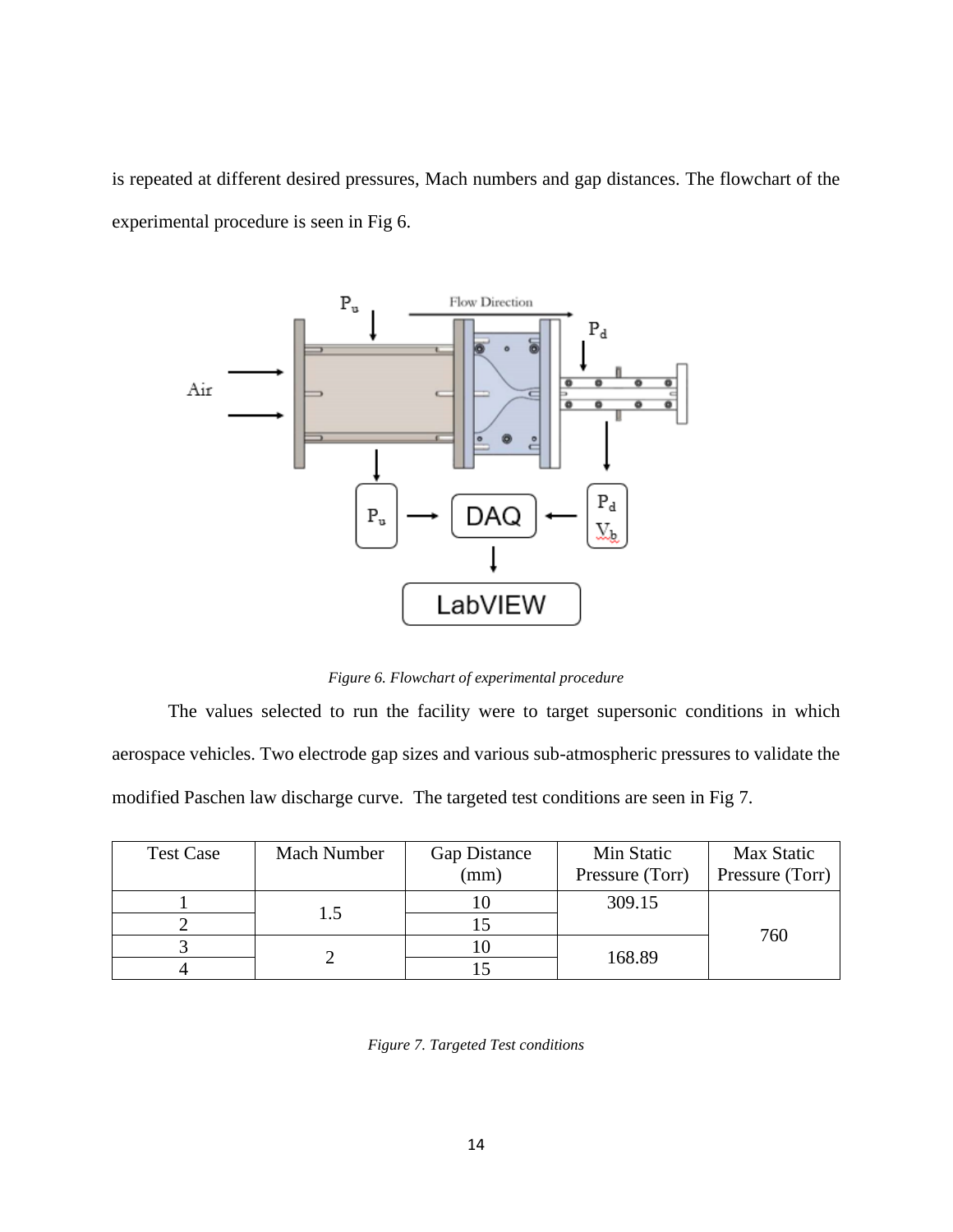is repeated at different desired pressures, Mach numbers and gap distances. The flowchart of the experimental procedure is seen in Fig 6.

$P_u$

Flow Direction

$P_d$

Air

$P_u$

DAQ

$P_d$
$V_b$

LabVIEW

*Figure 6. Flowchart of experimental procedure*

The values selected to run the facility were to target supersonic conditions in which aerospace vehicles. Two electrode gap sizes and various sub-atmospheric pressures to validate the modified Paschen law discharge curve.  The targeted test conditions are seen in Fig 7.

| Test Case | Mach Number | Gap Distance (mm) | Min Static Pressure (Torr) | Max Static Pressure (Torr) |
|---|---|---|---|---|
| 1 | 1.5 | 10 | 309.15 | 760 |
| 2 | | 15 | | |
| 3 | 2 | 10 | 168.89 | |
| 4 | | 15 | | |

*Figure 7. Targeted Test conditions*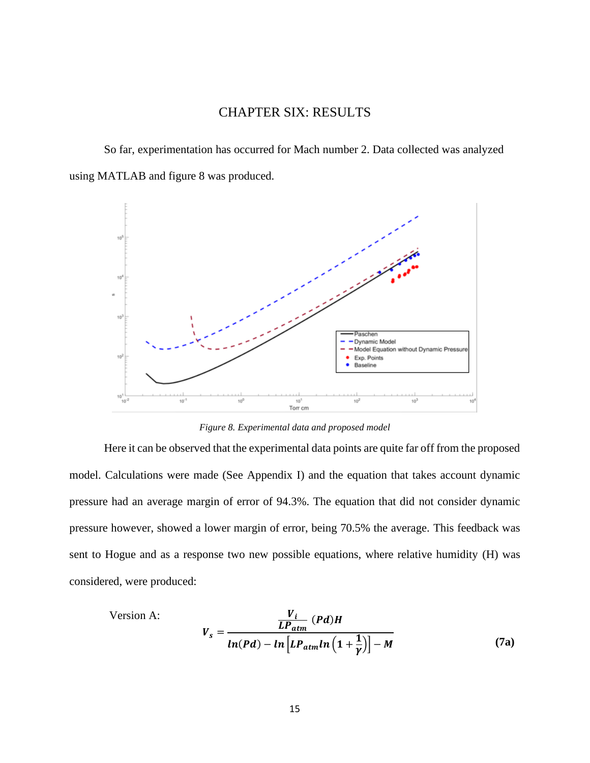# CHAPTER SIX: RESULTS

So far, experimentation has occurred for Mach number 2. Data collected was analyzed using MATLAB and figure 8 was produced.

10⁵
10⁴
10³
10²
10¹
s
10⁻²
10⁻¹
10⁰
10¹
10²
10³
10⁴
Torr cm
Paschen
Dynamic Model
Model Equation without Dynamic Pressure
Exp. Points
Baseline

*Figure 8. Experimental data and proposed model*

Here it can be observed that the experimental data points are quite far off from the proposed model. Calculations were made (See Appendix I) and the equation that takes account dynamic pressure had an average margin of error of 94.3%. The equation that did not consider dynamic pressure however, showed a lower margin of error, being 70.5% the average. This feedback was sent to Hogue and as a response two new possible equations, where relative humidity (H) was considered, were produced:

Version A:

$$V_s = \frac{\frac{V_i}{LP_{atm}}(Pd)H}{ln(Pd) - ln\left[LP_{atm}ln\left(1+\frac{1}{\gamma}\right)\right] - M} \tag{7a}$$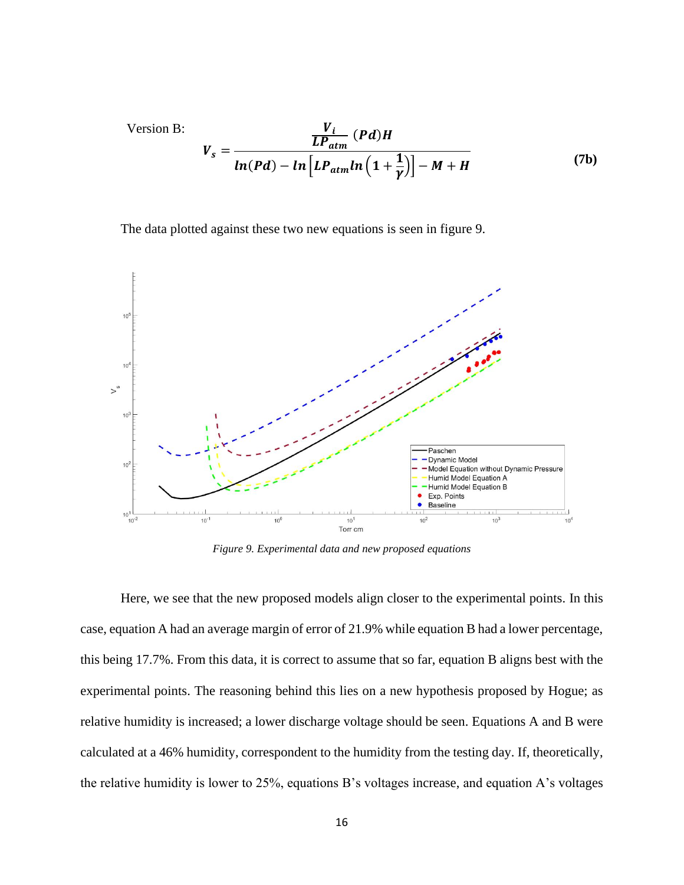Version B:

$$\boldsymbol{V_s} = \frac{\frac{\boldsymbol{V_i}}{\boldsymbol{LP_{atm}}}(\boldsymbol{Pd})\boldsymbol{H}}{\boldsymbol{ln}(\boldsymbol{Pd}) - \boldsymbol{ln}\left[\boldsymbol{LP_{atm}}\boldsymbol{ln}\left(\boldsymbol{1} + \frac{\boldsymbol{1}}{\boldsymbol{\gamma}}\right)\right] - \boldsymbol{M} + \boldsymbol{H}} \tag{7b}$$

The data plotted against these two new equations is seen in figure 9.

$V_s$

Torr cm

$10^1$
$10^2$
$10^3$
$10^4$
$10^5$

$10^{-2}$
$10^{-1}$
$10^0$
$10^1$
$10^2$
$10^3$
$10^4$

Paschen
Dynamic Model
Model Equation without Dynamic Pressure
Humid Model Equation A
Humid Model Equation B
Exp. Points
Baseline

*Figure 9. Experimental data and new proposed equations*

Here, we see that the new proposed models align closer to the experimental points. In this case, equation A had an average margin of error of 21.9% while equation B had a lower percentage, this being 17.7%. From this data, it is correct to assume that so far, equation B aligns best with the experimental points. The reasoning behind this lies on a new hypothesis proposed by Hogue; as relative humidity is increased; a lower discharge voltage should be seen. Equations A and B were calculated at a 46% humidity, correspondent to the humidity from the testing day. If, theoretically, the relative humidity is lower to 25%, equations B's voltages increase, and equation A's voltages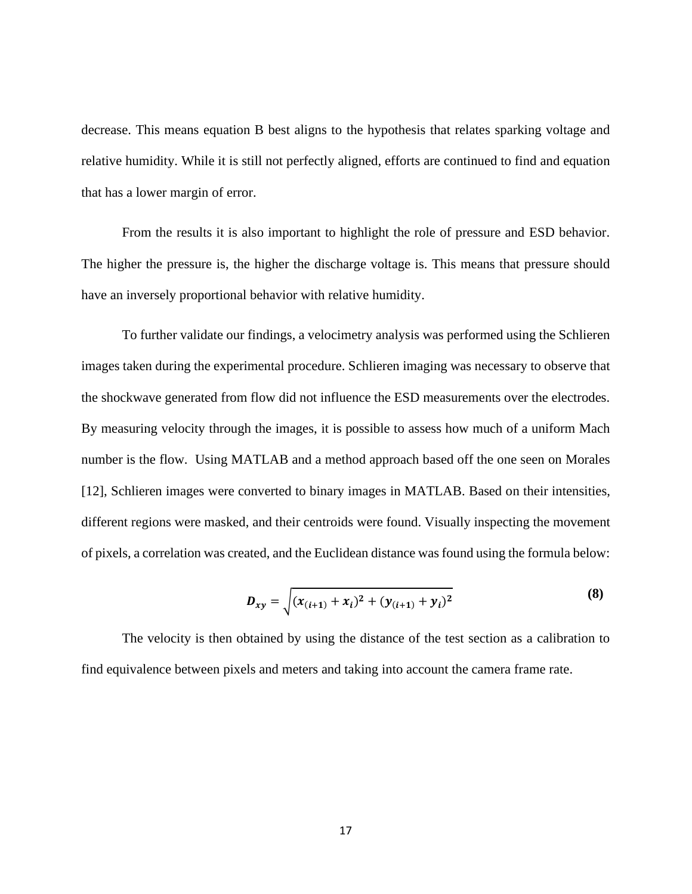decrease. This means equation B best aligns to the hypothesis that relates sparking voltage and relative humidity. While it is still not perfectly aligned, efforts are continued to find and equation that has a lower margin of error.

From the results it is also important to highlight the role of pressure and ESD behavior. The higher the pressure is, the higher the discharge voltage is. This means that pressure should have an inversely proportional behavior with relative humidity.

To further validate our findings, a velocimetry analysis was performed using the Schlieren images taken during the experimental procedure. Schlieren imaging was necessary to observe that the shockwave generated from flow did not influence the ESD measurements over the electrodes. By measuring velocity through the images, it is possible to assess how much of a uniform Mach number is the flow. Using MATLAB and a method approach based off the one seen on Morales [12], Schlieren images were converted to binary images in MATLAB. Based on their intensities, different regions were masked, and their centroids were found. Visually inspecting the movement of pixels, a correlation was created, and the Euclidean distance was found using the formula below:

$$\boldsymbol{D_{xy}} = \sqrt{(\boldsymbol{x}_{(\boldsymbol{i}+\boldsymbol{1})} + \boldsymbol{x}_{\boldsymbol{i}})^{\boldsymbol{2}} + (\boldsymbol{y}_{(\boldsymbol{i}+\boldsymbol{1})} + \boldsymbol{y}_{\boldsymbol{i}})^{\boldsymbol{2}}} \tag{8}$$

The velocity is then obtained by using the distance of the test section as a calibration to find equivalence between pixels and meters and taking into account the camera frame rate.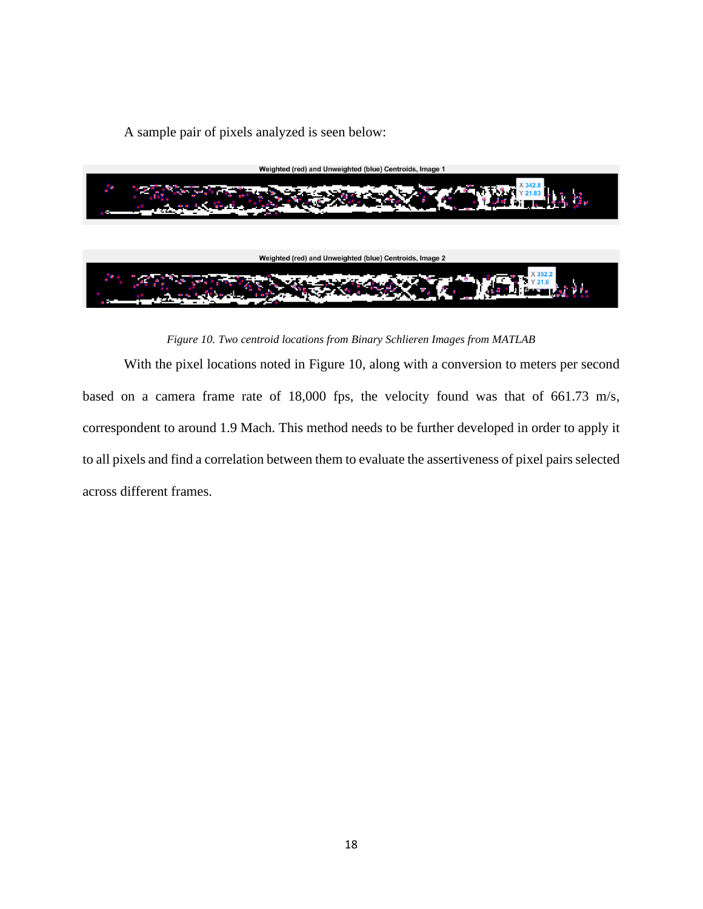A sample pair of pixels analyzed is seen below:

Weighted (red) and Unweighted (blue) Centroids, Image 1

X 342.8
Y 21.83

Weighted (red) and Unweighted (blue) Centroids, Image 2

X 352.2
Y 21.6

*Figure 10. Two centroid locations from Binary Schlieren Images from MATLAB*

With the pixel locations noted in Figure 10, along with a conversion to meters per second based on a camera frame rate of 18,000 fps, the velocity found was that of 661.73 m/s, correspondent to around 1.9 Mach. This method needs to be further developed in order to apply it to all pixels and find a correlation between them to evaluate the assertiveness of pixel pairs selected across different frames.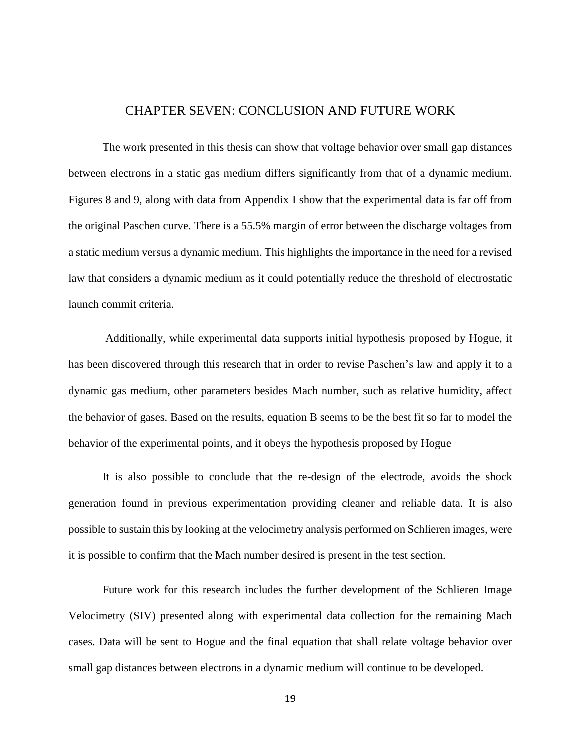# CHAPTER SEVEN: CONCLUSION AND FUTURE WORK

The work presented in this thesis can show that voltage behavior over small gap distances between electrons in a static gas medium differs significantly from that of a dynamic medium. Figures 8 and 9, along with data from Appendix I show that the experimental data is far off from the original Paschen curve. There is a 55.5% margin of error between the discharge voltages from a static medium versus a dynamic medium. This highlights the importance in the need for a revised law that considers a dynamic medium as it could potentially reduce the threshold of electrostatic launch commit criteria.

Additionally, while experimental data supports initial hypothesis proposed by Hogue, it has been discovered through this research that in order to revise Paschen's law and apply it to a dynamic gas medium, other parameters besides Mach number, such as relative humidity, affect the behavior of gases. Based on the results, equation B seems to be the best fit so far to model the behavior of the experimental points, and it obeys the hypothesis proposed by Hogue

It is also possible to conclude that the re-design of the electrode, avoids the shock generation found in previous experimentation providing cleaner and reliable data. It is also possible to sustain this by looking at the velocimetry analysis performed on Schlieren images, were it is possible to confirm that the Mach number desired is present in the test section.

Future work for this research includes the further development of the Schlieren Image Velocimetry (SIV) presented along with experimental data collection for the remaining Mach cases. Data will be sent to Hogue and the final equation that shall relate voltage behavior over small gap distances between electrons in a dynamic medium will continue to be developed.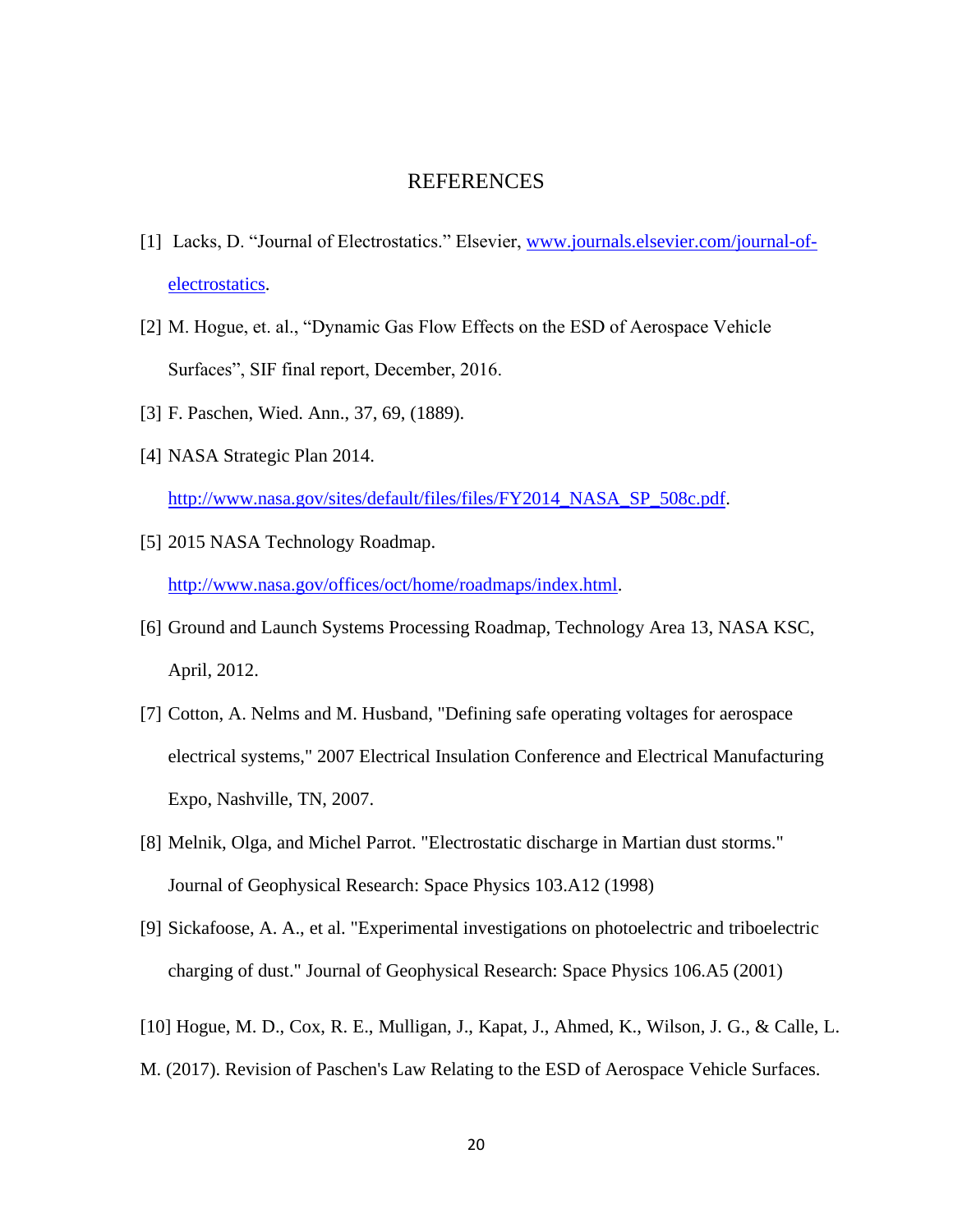# REFERENCES

[1] Lacks, D. "Journal of Electrostatics." Elsevier, www.journals.elsevier.com/journal-of-electrostatics.

[2] M. Hogue, et. al., "Dynamic Gas Flow Effects on the ESD of Aerospace Vehicle Surfaces", SIF final report, December, 2016.

[3] F. Paschen, Wied. Ann., 37, 69, (1889).

[4] NASA Strategic Plan 2014. http://www.nasa.gov/sites/default/files/files/FY2014_NASA_SP_508c.pdf.

[5] 2015 NASA Technology Roadmap. http://www.nasa.gov/offices/oct/home/roadmaps/index.html.

[6] Ground and Launch Systems Processing Roadmap, Technology Area 13, NASA KSC, April, 2012.

[7] Cotton, A. Nelms and M. Husband, "Defining safe operating voltages for aerospace electrical systems," 2007 Electrical Insulation Conference and Electrical Manufacturing Expo, Nashville, TN, 2007.

[8] Melnik, Olga, and Michel Parrot. "Electrostatic discharge in Martian dust storms." Journal of Geophysical Research: Space Physics 103.A12 (1998)

[9] Sickafoose, A. A., et al. "Experimental investigations on photoelectric and triboelectric charging of dust." Journal of Geophysical Research: Space Physics 106.A5 (2001)

[10] Hogue, M. D., Cox, R. E., Mulligan, J., Kapat, J., Ahmed, K., Wilson, J. G., & Calle, L. M. (2017). Revision of Paschen's Law Relating to the ESD of Aerospace Vehicle Surfaces.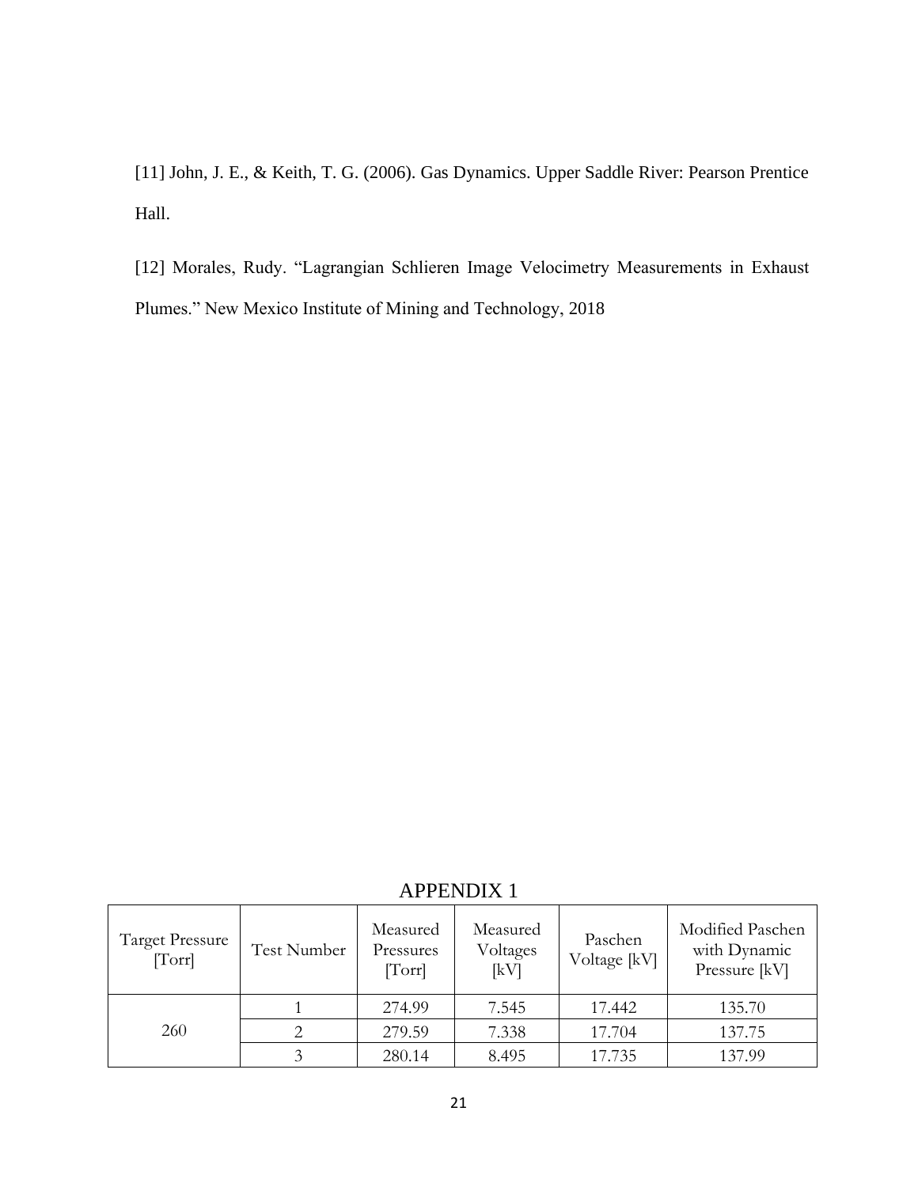[11] John, J. E., & Keith, T. G. (2006). Gas Dynamics. Upper Saddle River: Pearson Prentice Hall.

[12] Morales, Rudy. "Lagrangian Schlieren Image Velocimetry Measurements in Exhaust Plumes." New Mexico Institute of Mining and Technology, 2018

# APPENDIX 1

| Target Pressure [Torr] | Test Number | Measured Pressures [Torr] | Measured Voltages [kV] | Paschen Voltage [kV] | Modified Paschen with Dynamic Pressure [kV] |
|---|---|---|---|---|---|
| 260 | 1 | 274.99 | 7.545 | 17.442 | 135.70 |
| | 2 | 279.59 | 7.338 | 17.704 | 137.75 |
| | 3 | 280.14 | 8.495 | 17.735 | 137.99 |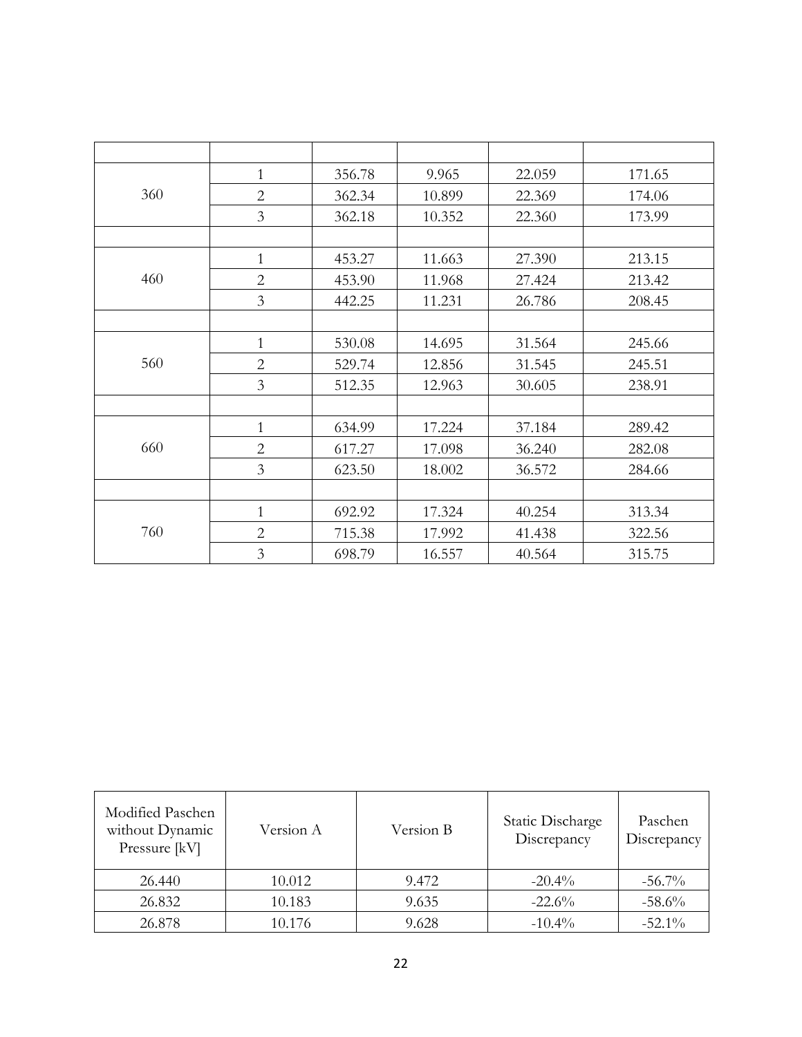| | | | | | |
|---|---|---|---|---|---|
| 360 | 1 | 356.78 | 9.965 | 22.059 | 171.65 |
| | 2 | 362.34 | 10.899 | 22.369 | 174.06 |
| | 3 | 362.18 | 10.352 | 22.360 | 173.99 |
| | | | | | |
| 460 | 1 | 453.27 | 11.663 | 27.390 | 213.15 |
| | 2 | 453.90 | 11.968 | 27.424 | 213.42 |
| | 3 | 442.25 | 11.231 | 26.786 | 208.45 |
| | | | | | |
| 560 | 1 | 530.08 | 14.695 | 31.564 | 245.66 |
| | 2 | 529.74 | 12.856 | 31.545 | 245.51 |
| | 3 | 512.35 | 12.963 | 30.605 | 238.91 |
| | | | | | |
| 660 | 1 | 634.99 | 17.224 | 37.184 | 289.42 |
| | 2 | 617.27 | 17.098 | 36.240 | 282.08 |
| | 3 | 623.50 | 18.002 | 36.572 | 284.66 |
| | | | | | |
| 760 | 1 | 692.92 | 17.324 | 40.254 | 313.34 |
| | 2 | 715.38 | 17.992 | 41.438 | 322.56 |
| | 3 | 698.79 | 16.557 | 40.564 | 315.75 |

| Modified Paschen without Dynamic Pressure [kV] | Version A | Version B | Static Discharge Discrepancy | Paschen Discrepancy |
|---|---|---|---|---|
| 26.440 | 10.012 | 9.472 | -20.4% | -56.7% |
| 26.832 | 10.183 | 9.635 | -22.6% | -58.6% |
| 26.878 | 10.176 | 9.628 | -10.4% | -52.1% |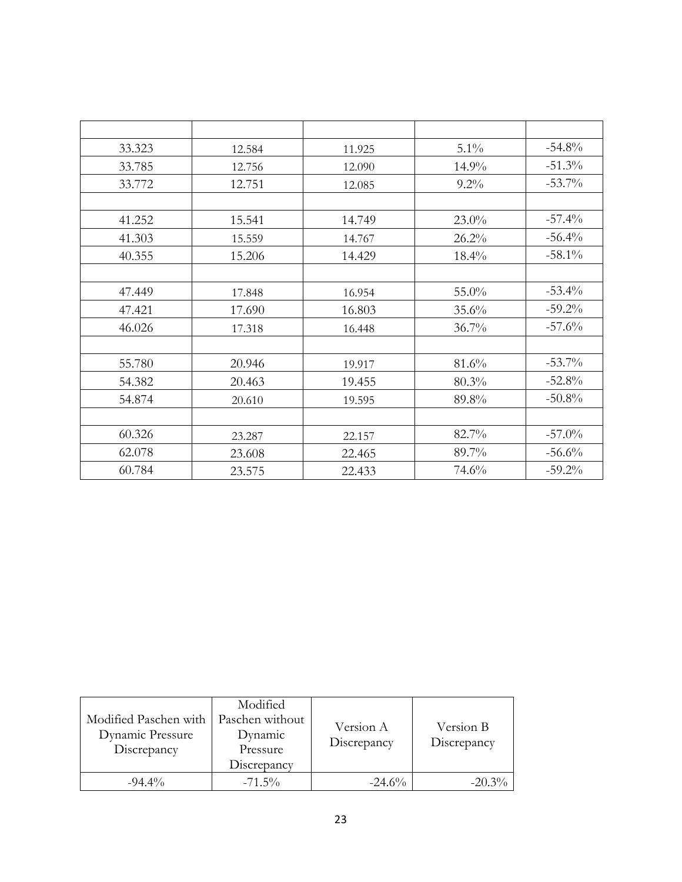| | | | | |
|---|---|---|---|---|
| 33.323 | 12.584 | 11.925 | 5.1% | -54.8% |
| 33.785 | 12.756 | 12.090 | 14.9% | -51.3% |
| 33.772 | 12.751 | 12.085 | 9.2% | -53.7% |
| | | | | |
| 41.252 | 15.541 | 14.749 | 23.0% | -57.4% |
| 41.303 | 15.559 | 14.767 | 26.2% | -56.4% |
| 40.355 | 15.206 | 14.429 | 18.4% | -58.1% |
| | | | | |
| 47.449 | 17.848 | 16.954 | 55.0% | -53.4% |
| 47.421 | 17.690 | 16.803 | 35.6% | -59.2% |
| 46.026 | 17.318 | 16.448 | 36.7% | -57.6% |
| | | | | |
| 55.780 | 20.946 | 19.917 | 81.6% | -53.7% |
| 54.382 | 20.463 | 19.455 | 80.3% | -52.8% |
| 54.874 | 20.610 | 19.595 | 89.8% | -50.8% |
| | | | | |
| 60.326 | 23.287 | 22.157 | 82.7% | -57.0% |
| 62.078 | 23.608 | 22.465 | 89.7% | -56.6% |
| 60.784 | 23.575 | 22.433 | 74.6% | -59.2% |

| Modified Paschen with Dynamic Pressure Discrepancy | Modified Paschen without Dynamic Pressure Discrepancy | Version A Discrepancy | Version B Discrepancy |
|---|---|---|---|
| -94.4% | -71.5% | -24.6% | -20.3% |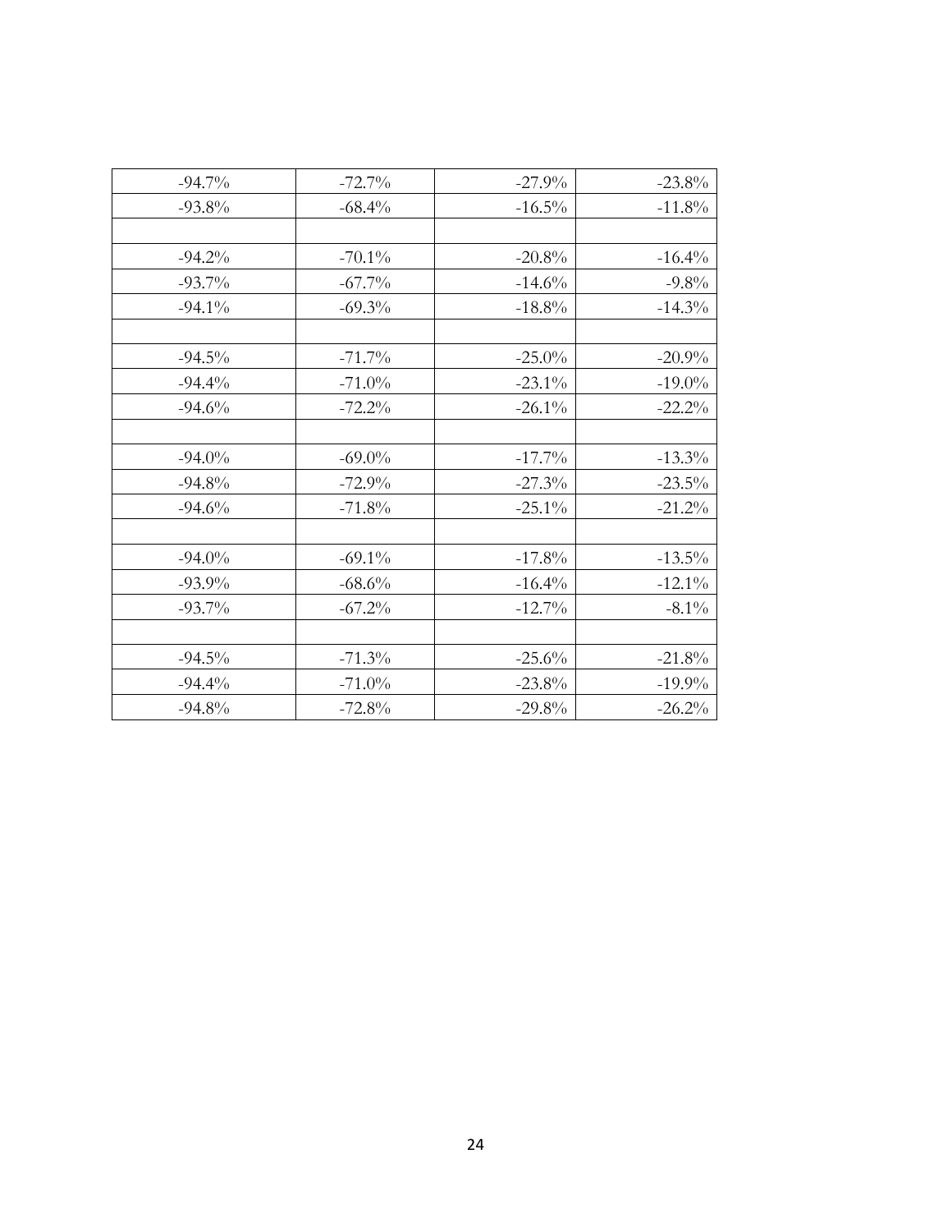| | | | |
|---|---|---|---|
| -94.7% | -72.7% | -27.9% | -23.8% |
| -93.8% | -68.4% | -16.5% | -11.8% |
| | | | |
| -94.2% | -70.1% | -20.8% | -16.4% |
| -93.7% | -67.7% | -14.6% | -9.8% |
| -94.1% | -69.3% | -18.8% | -14.3% |
| | | | |
| -94.5% | -71.7% | -25.0% | -20.9% |
| -94.4% | -71.0% | -23.1% | -19.0% |
| -94.6% | -72.2% | -26.1% | -22.2% |
| | | | |
| -94.0% | -69.0% | -17.7% | -13.3% |
| -94.8% | -72.9% | -27.3% | -23.5% |
| -94.6% | -71.8% | -25.1% | -21.2% |
| | | | |
| -94.0% | -69.1% | -17.8% | -13.5% |
| -93.9% | -68.6% | -16.4% | -12.1% |
| -93.7% | -67.2% | -12.7% | -8.1% |
| | | | |
| -94.5% | -71.3% | -25.6% | -21.8% |
| -94.4% | -71.0% | -23.8% | -19.9% |
| -94.8% | -72.8% | -29.8% | -26.2% |